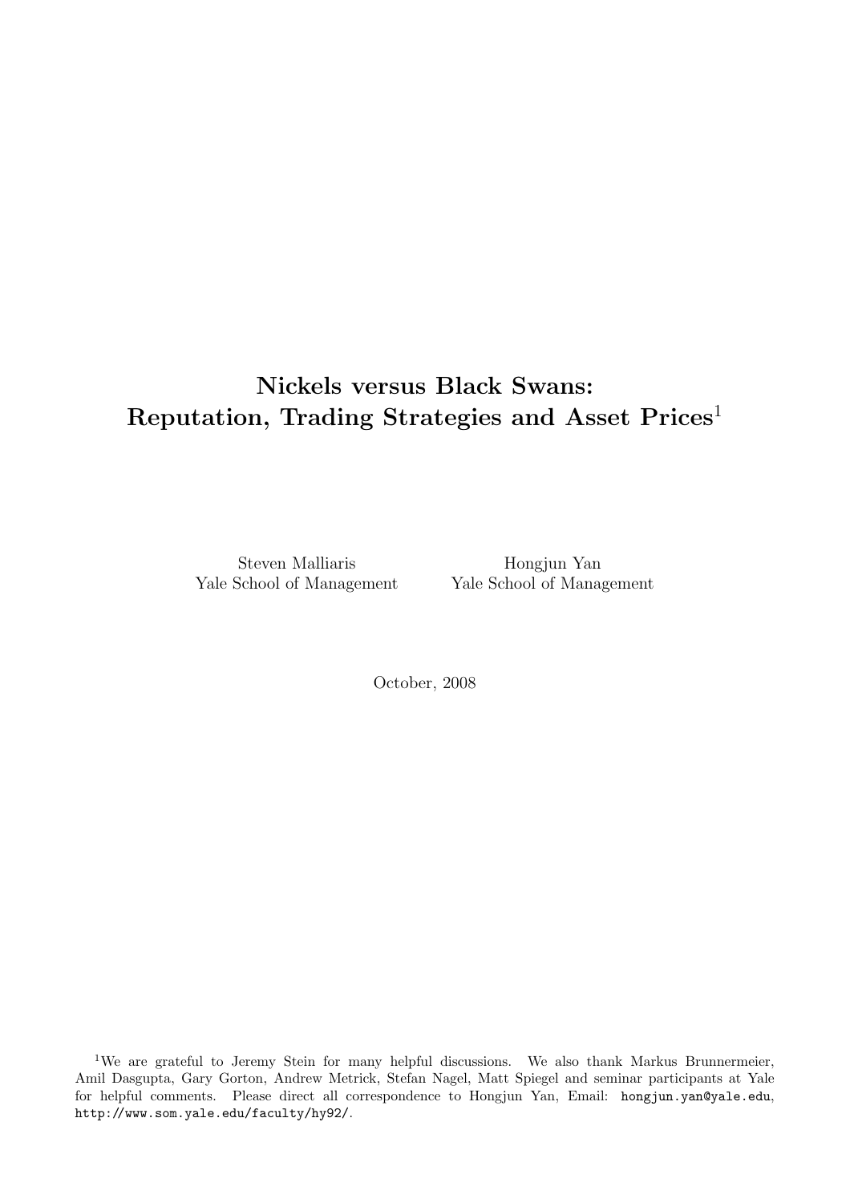# Nickels versus Black Swans: Reputation, Trading Strategies and Asset Prices[1]

Steven Malliaris
Yale School of Management

Hongjun Yan
Yale School of Management

October, 2008

[1]We are grateful to Jeremy Stein for many helpful discussions. We also thank Markus Brunnermeier, Amil Dasgupta, Gary Gorton, Andrew Metrick, Stefan Nagel, Matt Spiegel and seminar participants at Yale for helpful comments. Please direct all correspondence to Hongjun Yan, Email: hongjun.yan@yale.edu, http://www.som.yale.edu/faculty/hy92/.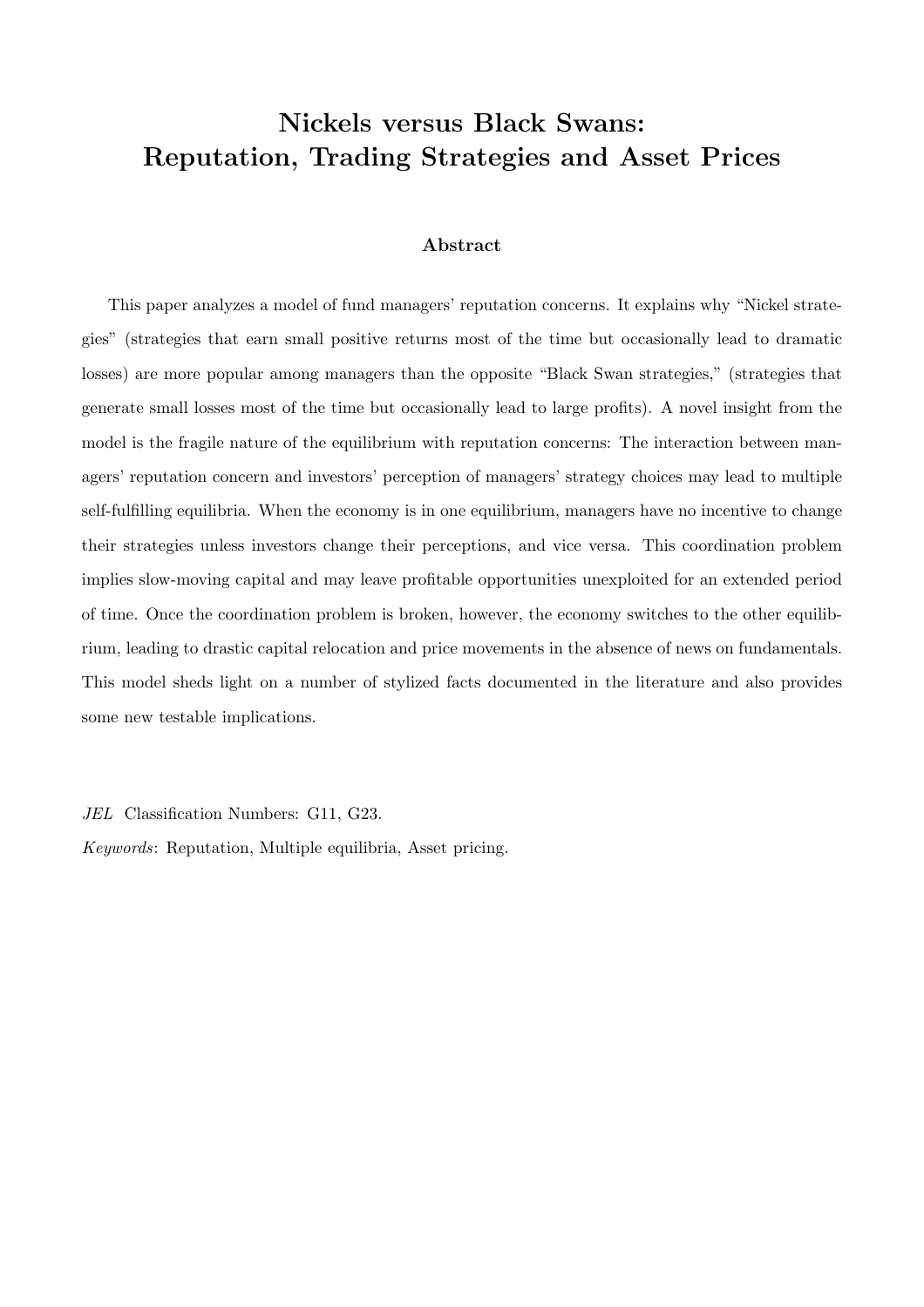# Nickels versus Black Swans: Reputation, Trading Strategies and Asset Prices

## Abstract

This paper analyzes a model of fund managers' reputation concerns. It explains why "Nickel strategies" (strategies that earn small positive returns most of the time but occasionally lead to dramatic losses) are more popular among managers than the opposite "Black Swan strategies," (strategies that generate small losses most of the time but occasionally lead to large profits). A novel insight from the model is the fragile nature of the equilibrium with reputation concerns: The interaction between managers' reputation concern and investors' perception of managers' strategy choices may lead to multiple self-fulfilling equilibria. When the economy is in one equilibrium, managers have no incentive to change their strategies unless investors change their perceptions, and vice versa. This coordination problem implies slow-moving capital and may leave profitable opportunities unexploited for an extended period of time. Once the coordination problem is broken, however, the economy switches to the other equilibrium, leading to drastic capital relocation and price movements in the absence of news on fundamentals. This model sheds light on a number of stylized facts documented in the literature and also provides some new testable implications.

*JEL* Classification Numbers: G11, G23.

*Keywords*: Reputation, Multiple equilibria, Asset pricing.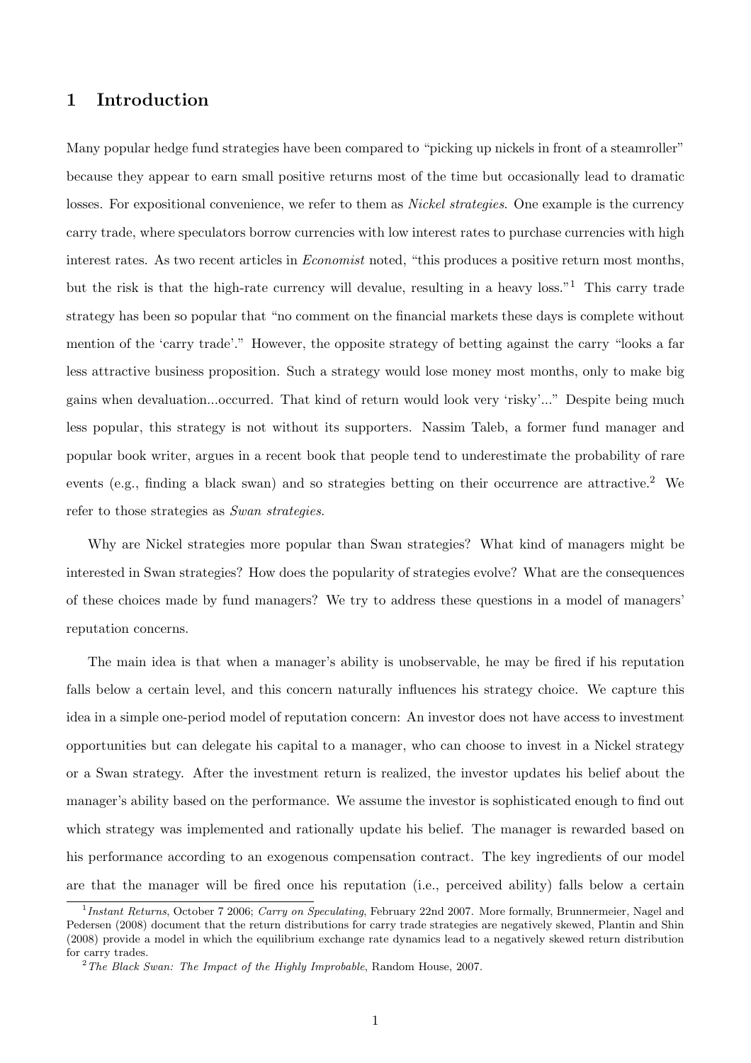# 1 Introduction

Many popular hedge fund strategies have been compared to "picking up nickels in front of a steamroller" because they appear to earn small positive returns most of the time but occasionally lead to dramatic losses. For expositional convenience, we refer to them as *Nickel strategies*. One example is the currency carry trade, where speculators borrow currencies with low interest rates to purchase currencies with high interest rates. As two recent articles in *Economist* noted, "this produces a positive return most months, but the risk is that the high-rate currency will devalue, resulting in a heavy loss."[1] This carry trade strategy has been so popular that "no comment on the financial markets these days is complete without mention of the 'carry trade'." However, the opposite strategy of betting against the carry "looks a far less attractive business proposition. Such a strategy would lose money most months, only to make big gains when devaluation...occurred. That kind of return would look very 'risky'..." Despite being much less popular, this strategy is not without its supporters. Nassim Taleb, a former fund manager and popular book writer, argues in a recent book that people tend to underestimate the probability of rare events (e.g., finding a black swan) and so strategies betting on their occurrence are attractive.[2] We refer to those strategies as *Swan strategies*.

Why are Nickel strategies more popular than Swan strategies? What kind of managers might be interested in Swan strategies? How does the popularity of strategies evolve? What are the consequences of these choices made by fund managers? We try to address these questions in a model of managers' reputation concerns.

The main idea is that when a manager's ability is unobservable, he may be fired if his reputation falls below a certain level, and this concern naturally influences his strategy choice. We capture this idea in a simple one-period model of reputation concern: An investor does not have access to investment opportunities but can delegate his capital to a manager, who can choose to invest in a Nickel strategy or a Swan strategy. After the investment return is realized, the investor updates his belief about the manager's ability based on the performance. We assume the investor is sophisticated enough to find out which strategy was implemented and rationally update his belief. The manager is rewarded based on his performance according to an exogenous compensation contract. The key ingredients of our model are that the manager will be fired once his reputation (i.e., perceived ability) falls below a certain

[1] *Instant Returns*, October 7 2006; *Carry on Speculating*, February 22nd 2007. More formally, Brunnermeier, Nagel and Pedersen (2008) document that the return distributions for carry trade strategies are negatively skewed, Plantin and Shin (2008) provide a model in which the equilibrium exchange rate dynamics lead to a negatively skewed return distribution for carry trades.

[2] *The Black Swan: The Impact of the Highly Improbable*, Random House, 2007.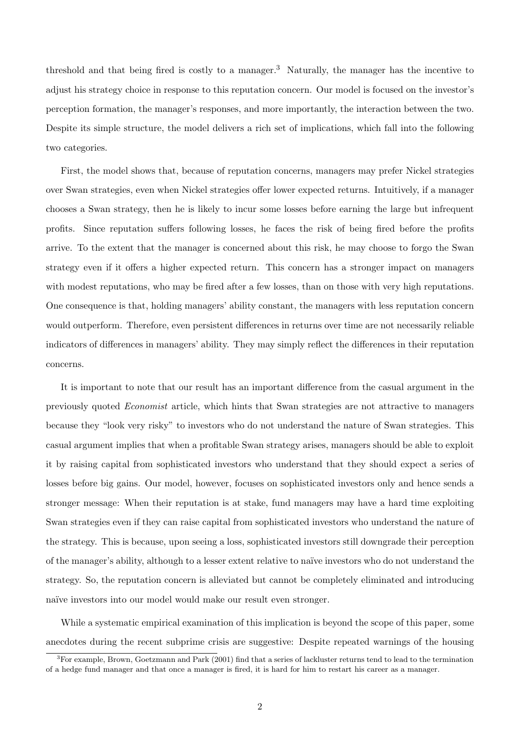threshold and that being fired is costly to a manager.[3] Naturally, the manager has the incentive to adjust his strategy choice in response to this reputation concern. Our model is focused on the investor's perception formation, the manager's responses, and more importantly, the interaction between the two. Despite its simple structure, the model delivers a rich set of implications, which fall into the following two categories.

First, the model shows that, because of reputation concerns, managers may prefer Nickel strategies over Swan strategies, even when Nickel strategies offer lower expected returns. Intuitively, if a manager chooses a Swan strategy, then he is likely to incur some losses before earning the large but infrequent profits. Since reputation suffers following losses, he faces the risk of being fired before the profits arrive. To the extent that the manager is concerned about this risk, he may choose to forgo the Swan strategy even if it offers a higher expected return. This concern has a stronger impact on managers with modest reputations, who may be fired after a few losses, than on those with very high reputations. One consequence is that, holding managers' ability constant, the managers with less reputation concern would outperform. Therefore, even persistent differences in returns over time are not necessarily reliable indicators of differences in managers' ability. They may simply reflect the differences in their reputation concerns.

It is important to note that our result has an important difference from the casual argument in the previously quoted *Economist* article, which hints that Swan strategies are not attractive to managers because they "look very risky" to investors who do not understand the nature of Swan strategies. This casual argument implies that when a profitable Swan strategy arises, managers should be able to exploit it by raising capital from sophisticated investors who understand that they should expect a series of losses before big gains. Our model, however, focuses on sophisticated investors only and hence sends a stronger message: When their reputation is at stake, fund managers may have a hard time exploiting Swan strategies even if they can raise capital from sophisticated investors who understand the nature of the strategy. This is because, upon seeing a loss, sophisticated investors still downgrade their perception of the manager's ability, although to a lesser extent relative to naïve investors who do not understand the strategy. So, the reputation concern is alleviated but cannot be completely eliminated and introducing naïve investors into our model would make our result even stronger.

While a systematic empirical examination of this implication is beyond the scope of this paper, some anecdotes during the recent subprime crisis are suggestive: Despite repeated warnings of the housing

[3] For example, Brown, Goetzmann and Park (2001) find that a series of lackluster returns tend to lead to the termination of a hedge fund manager and that once a manager is fired, it is hard for him to restart his career as a manager.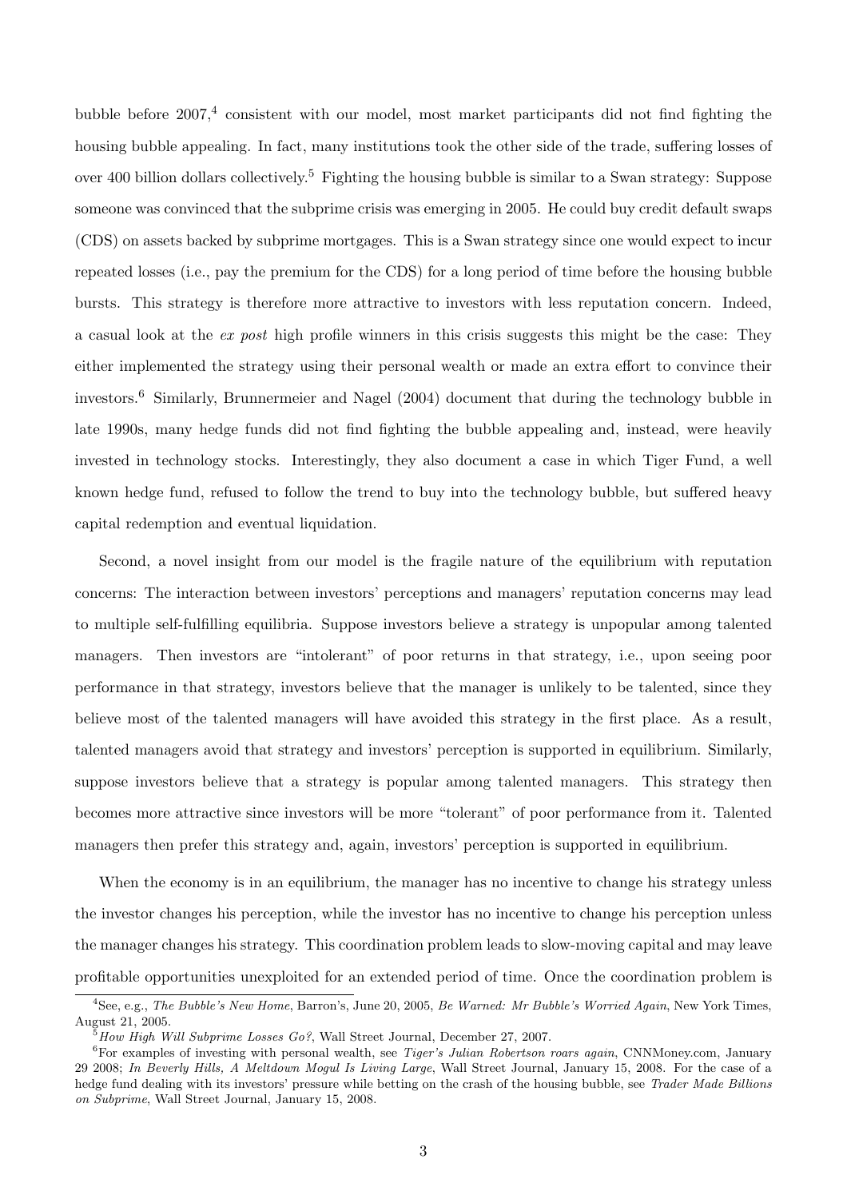bubble before 2007,[4] consistent with our model, most market participants did not find fighting the housing bubble appealing. In fact, many institutions took the other side of the trade, suffering losses of over 400 billion dollars collectively.[5] Fighting the housing bubble is similar to a Swan strategy: Suppose someone was convinced that the subprime crisis was emerging in 2005. He could buy credit default swaps (CDS) on assets backed by subprime mortgages. This is a Swan strategy since one would expect to incur repeated losses (i.e., pay the premium for the CDS) for a long period of time before the housing bubble bursts. This strategy is therefore more attractive to investors with less reputation concern. Indeed, a casual look at the *ex post* high profile winners in this crisis suggests this might be the case: They either implemented the strategy using their personal wealth or made an extra effort to convince their investors.[6] Similarly, Brunnermeier and Nagel (2004) document that during the technology bubble in late 1990s, many hedge funds did not find fighting the bubble appealing and, instead, were heavily invested in technology stocks. Interestingly, they also document a case in which Tiger Fund, a well known hedge fund, refused to follow the trend to buy into the technology bubble, but suffered heavy capital redemption and eventual liquidation.

Second, a novel insight from our model is the fragile nature of the equilibrium with reputation concerns: The interaction between investors' perceptions and managers' reputation concerns may lead to multiple self-fulfilling equilibria. Suppose investors believe a strategy is unpopular among talented managers. Then investors are "intolerant" of poor returns in that strategy, i.e., upon seeing poor performance in that strategy, investors believe that the manager is unlikely to be talented, since they believe most of the talented managers will have avoided this strategy in the first place. As a result, talented managers avoid that strategy and investors' perception is supported in equilibrium. Similarly, suppose investors believe that a strategy is popular among talented managers. This strategy then becomes more attractive since investors will be more "tolerant" of poor performance from it. Talented managers then prefer this strategy and, again, investors' perception is supported in equilibrium.

When the economy is in an equilibrium, the manager has no incentive to change his strategy unless the investor changes his perception, while the investor has no incentive to change his perception unless the manager changes his strategy. This coordination problem leads to slow-moving capital and may leave profitable opportunities unexploited for an extended period of time. Once the coordination problem is

---

[4] See, e.g., *The Bubble's New Home*, Barron's, June 20, 2005, *Be Warned: Mr Bubble's Worried Again*, New York Times, August 21, 2005.

[5] *How High Will Subprime Losses Go?*, Wall Street Journal, December 27, 2007.

[6] For examples of investing with personal wealth, see *Tiger's Julian Robertson roars again*, CNNMoney.com, January 29 2008; *In Beverly Hills, A Meltdown Mogul Is Living Large*, Wall Street Journal, January 15, 2008. For the case of a hedge fund dealing with its investors' pressure while betting on the crash of the housing bubble, see *Trader Made Billions on Subprime*, Wall Street Journal, January 15, 2008.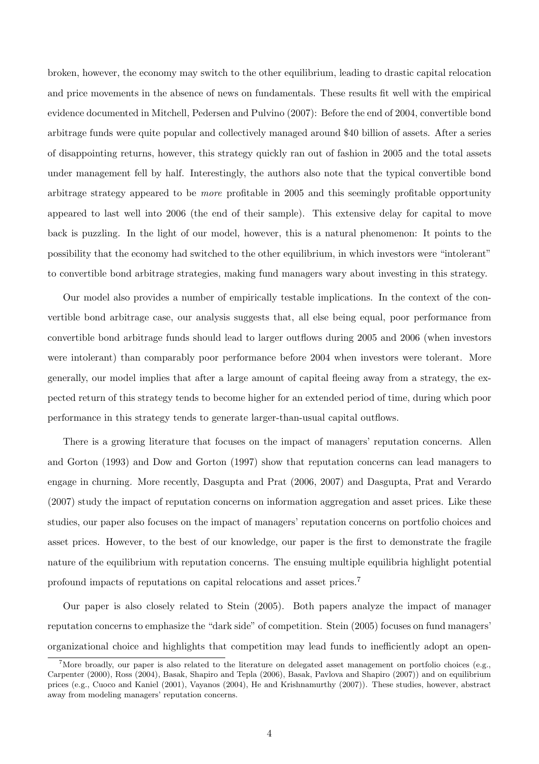broken, however, the economy may switch to the other equilibrium, leading to drastic capital relocation and price movements in the absence of news on fundamentals. These results fit well with the empirical evidence documented in Mitchell, Pedersen and Pulvino (2007): Before the end of 2004, convertible bond arbitrage funds were quite popular and collectively managed around \$40 billion of assets. After a series of disappointing returns, however, this strategy quickly ran out of fashion in 2005 and the total assets under management fell by half. Interestingly, the authors also note that the typical convertible bond arbitrage strategy appeared to be *more* profitable in 2005 and this seemingly profitable opportunity appeared to last well into 2006 (the end of their sample). This extensive delay for capital to move back is puzzling. In the light of our model, however, this is a natural phenomenon: It points to the possibility that the economy had switched to the other equilibrium, in which investors were "intolerant" to convertible bond arbitrage strategies, making fund managers wary about investing in this strategy.

Our model also provides a number of empirically testable implications. In the context of the convertible bond arbitrage case, our analysis suggests that, all else being equal, poor performance from convertible bond arbitrage funds should lead to larger outflows during 2005 and 2006 (when investors were intolerant) than comparably poor performance before 2004 when investors were tolerant. More generally, our model implies that after a large amount of capital fleeing away from a strategy, the expected return of this strategy tends to become higher for an extended period of time, during which poor performance in this strategy tends to generate larger-than-usual capital outflows.

There is a growing literature that focuses on the impact of managers' reputation concerns. Allen and Gorton (1993) and Dow and Gorton (1997) show that reputation concerns can lead managers to engage in churning. More recently, Dasgupta and Prat (2006, 2007) and Dasgupta, Prat and Verardo (2007) study the impact of reputation concerns on information aggregation and asset prices. Like these studies, our paper also focuses on the impact of managers' reputation concerns on portfolio choices and asset prices. However, to the best of our knowledge, our paper is the first to demonstrate the fragile nature of the equilibrium with reputation concerns. The ensuing multiple equilibria highlight potential profound impacts of reputations on capital relocations and asset prices.[7]

Our paper is also closely related to Stein (2005). Both papers analyze the impact of manager reputation concerns to emphasize the "dark side" of competition. Stein (2005) focuses on fund managers' organizational choice and highlights that competition may lead funds to inefficiently adopt an open-

[7] More broadly, our paper is also related to the literature on delegated asset management on portfolio choices (e.g., Carpenter (2000), Ross (2004), Basak, Shapiro and Tepla (2006), Basak, Pavlova and Shapiro (2007)) and on equilibrium prices (e.g., Cuoco and Kaniel (2001), Vayanos (2004), He and Krishnamurthy (2007)). These studies, however, abstract away from modeling managers' reputation concerns.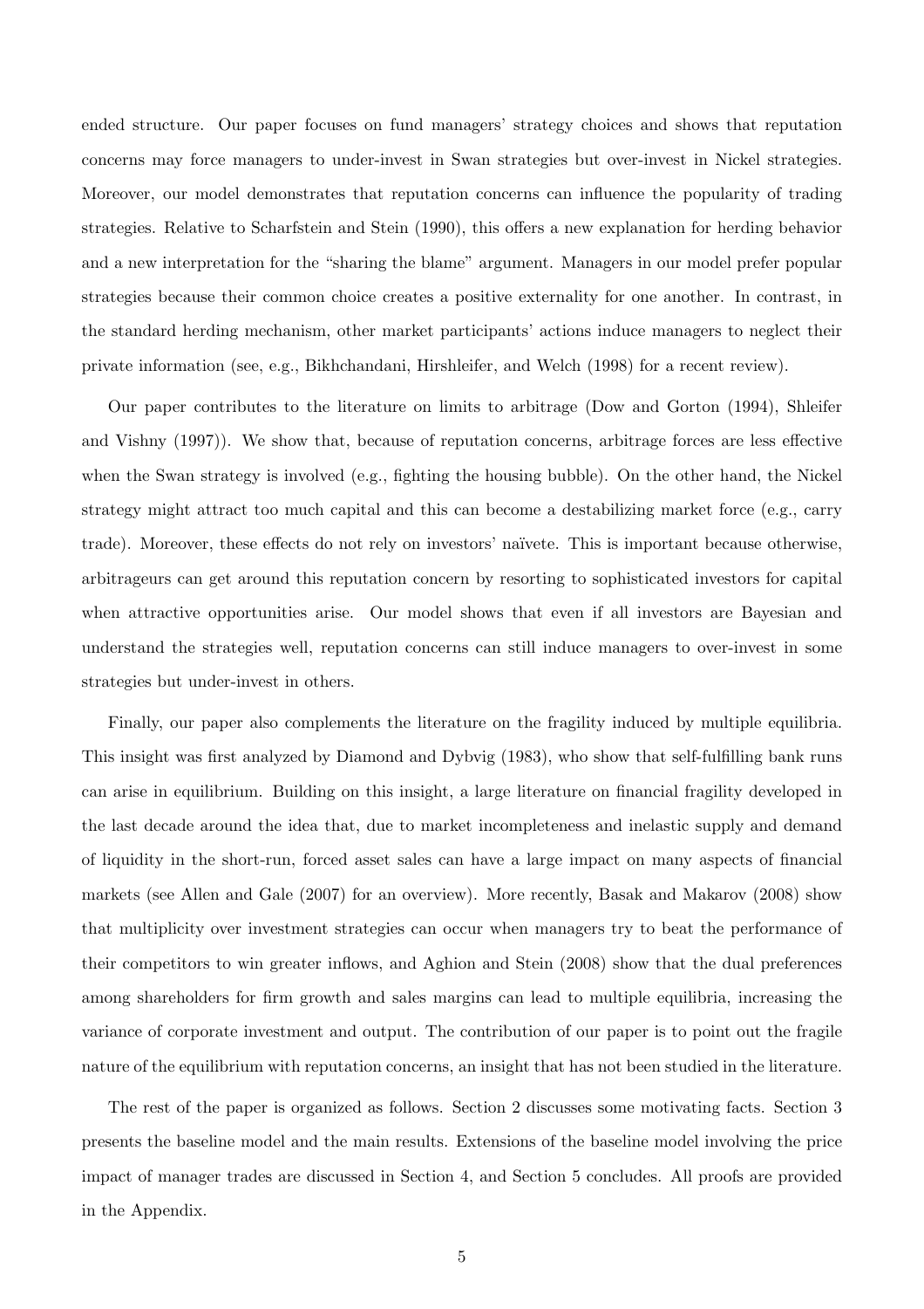ended structure. Our paper focuses on fund managers' strategy choices and shows that reputation concerns may force managers to under-invest in Swan strategies but over-invest in Nickel strategies. Moreover, our model demonstrates that reputation concerns can influence the popularity of trading strategies. Relative to Scharfstein and Stein (1990), this offers a new explanation for herding behavior and a new interpretation for the "sharing the blame" argument. Managers in our model prefer popular strategies because their common choice creates a positive externality for one another. In contrast, in the standard herding mechanism, other market participants' actions induce managers to neglect their private information (see, e.g., Bikhchandani, Hirshleifer, and Welch (1998) for a recent review).

Our paper contributes to the literature on limits to arbitrage (Dow and Gorton (1994), Shleifer and Vishny (1997)). We show that, because of reputation concerns, arbitrage forces are less effective when the Swan strategy is involved (e.g., fighting the housing bubble). On the other hand, the Nickel strategy might attract too much capital and this can become a destabilizing market force (e.g., carry trade). Moreover, these effects do not rely on investors' naïvete. This is important because otherwise, arbitrageurs can get around this reputation concern by resorting to sophisticated investors for capital when attractive opportunities arise. Our model shows that even if all investors are Bayesian and understand the strategies well, reputation concerns can still induce managers to over-invest in some strategies but under-invest in others.

Finally, our paper also complements the literature on the fragility induced by multiple equilibria. This insight was first analyzed by Diamond and Dybvig (1983), who show that self-fulfilling bank runs can arise in equilibrium. Building on this insight, a large literature on financial fragility developed in the last decade around the idea that, due to market incompleteness and inelastic supply and demand of liquidity in the short-run, forced asset sales can have a large impact on many aspects of financial markets (see Allen and Gale (2007) for an overview). More recently, Basak and Makarov (2008) show that multiplicity over investment strategies can occur when managers try to beat the performance of their competitors to win greater inflows, and Aghion and Stein (2008) show that the dual preferences among shareholders for firm growth and sales margins can lead to multiple equilibria, increasing the variance of corporate investment and output. The contribution of our paper is to point out the fragile nature of the equilibrium with reputation concerns, an insight that has not been studied in the literature.

The rest of the paper is organized as follows. Section 2 discusses some motivating facts. Section 3 presents the baseline model and the main results. Extensions of the baseline model involving the price impact of manager trades are discussed in Section 4, and Section 5 concludes. All proofs are provided in the Appendix.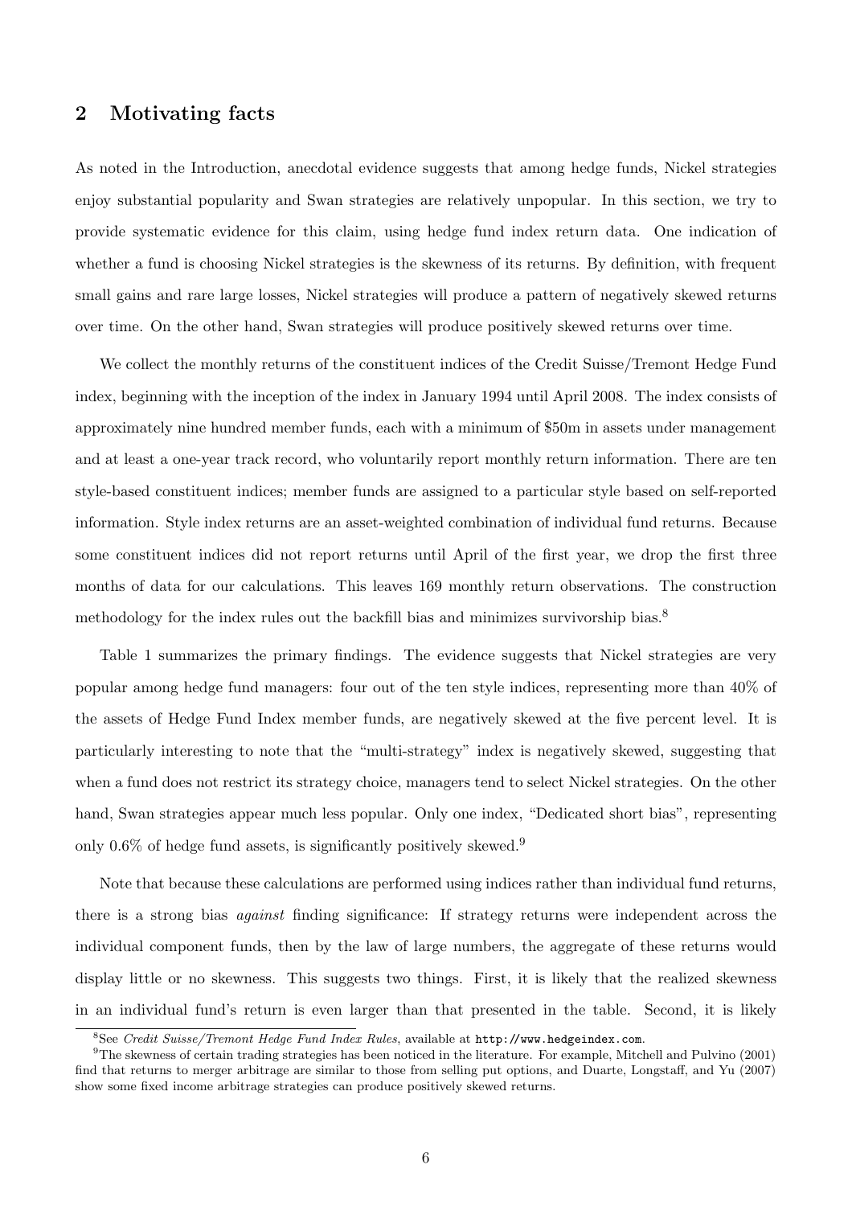## 2 Motivating facts

As noted in the Introduction, anecdotal evidence suggests that among hedge funds, Nickel strategies enjoy substantial popularity and Swan strategies are relatively unpopular. In this section, we try to provide systematic evidence for this claim, using hedge fund index return data. One indication of whether a fund is choosing Nickel strategies is the skewness of its returns. By definition, with frequent small gains and rare large losses, Nickel strategies will produce a pattern of negatively skewed returns over time. On the other hand, Swan strategies will produce positively skewed returns over time.

We collect the monthly returns of the constituent indices of the Credit Suisse/Tremont Hedge Fund index, beginning with the inception of the index in January 1994 until April 2008. The index consists of approximately nine hundred member funds, each with a minimum of \$50m in assets under management and at least a one-year track record, who voluntarily report monthly return information. There are ten style-based constituent indices; member funds are assigned to a particular style based on self-reported information. Style index returns are an asset-weighted combination of individual fund returns. Because some constituent indices did not report returns until April of the first year, we drop the first three months of data for our calculations. This leaves 169 monthly return observations. The construction methodology for the index rules out the backfill bias and minimizes survivorship bias.[8]

Table 1 summarizes the primary findings. The evidence suggests that Nickel strategies are very popular among hedge fund managers: four out of the ten style indices, representing more than 40% of the assets of Hedge Fund Index member funds, are negatively skewed at the five percent level. It is particularly interesting to note that the "multi-strategy" index is negatively skewed, suggesting that when a fund does not restrict its strategy choice, managers tend to select Nickel strategies. On the other hand, Swan strategies appear much less popular. Only one index, "Dedicated short bias", representing only 0.6% of hedge fund assets, is significantly positively skewed.[9]

Note that because these calculations are performed using indices rather than individual fund returns, there is a strong bias *against* finding significance: If strategy returns were independent across the individual component funds, then by the law of large numbers, the aggregate of these returns would display little or no skewness. This suggests two things. First, it is likely that the realized skewness in an individual fund's return is even larger than that presented in the table. Second, it is likely

[8] See *Credit Suisse/Tremont Hedge Fund Index Rules*, available at `http://www.hedgeindex.com`.

[9] The skewness of certain trading strategies has been noticed in the literature. For example, Mitchell and Pulvino (2001) find that returns to merger arbitrage are similar to those from selling put options, and Duarte, Longstaff, and Yu (2007) show some fixed income arbitrage strategies can produce positively skewed returns.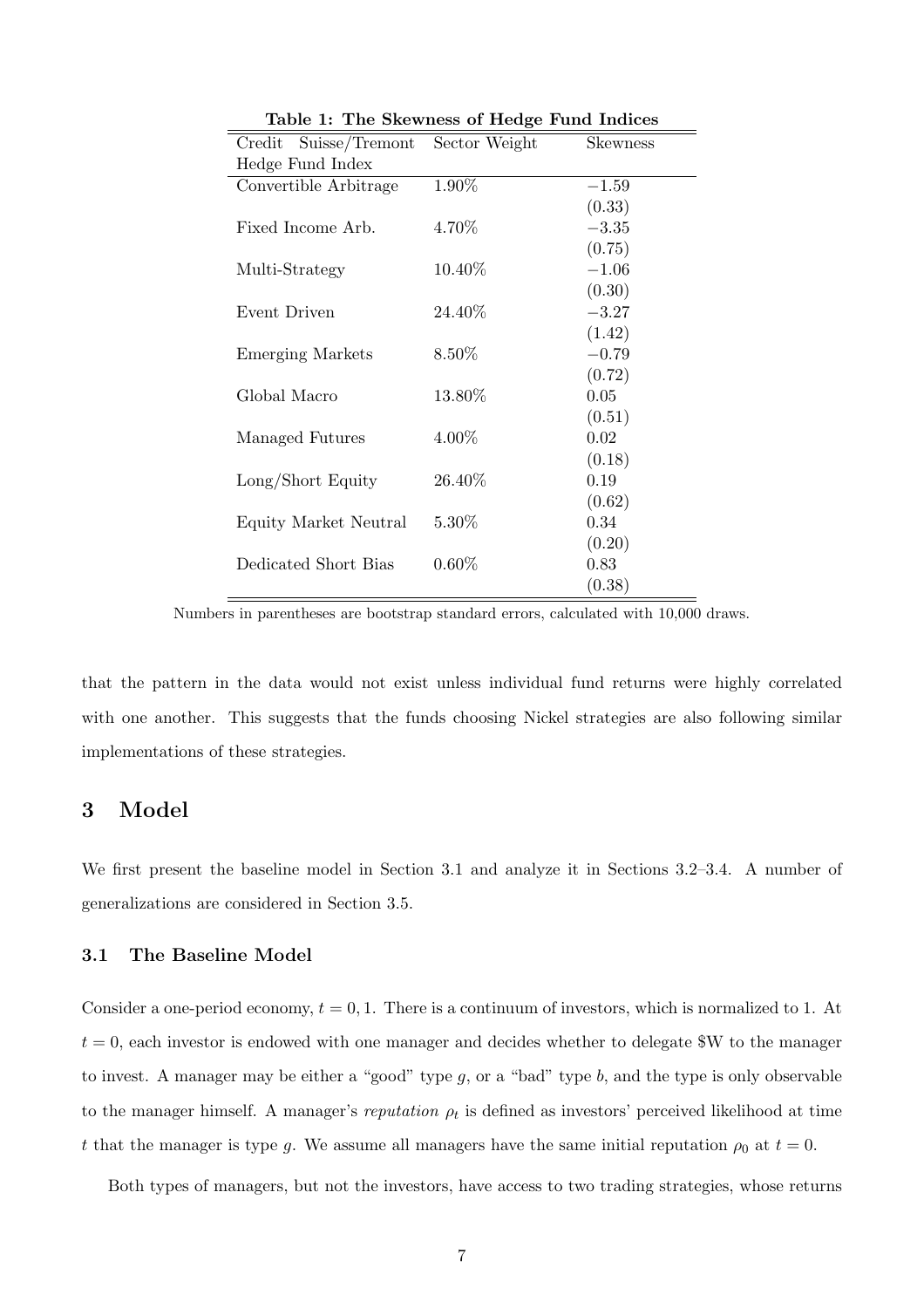**Table 1: The Skewness of Hedge Fund Indices**

| Credit Suisse/Tremont Hedge Fund Index | Sector Weight | Skewness |
|---|---|---|
| Convertible Arbitrage | 1.90% | −1.59 |
| | | (0.33) |
| Fixed Income Arb. | 4.70% | −3.35 |
| | | (0.75) |
| Multi-Strategy | 10.40% | −1.06 |
| | | (0.30) |
| Event Driven | 24.40% | −3.27 |
| | | (1.42) |
| Emerging Markets | 8.50% | −0.79 |
| | | (0.72) |
| Global Macro | 13.80% | 0.05 |
| | | (0.51) |
| Managed Futures | 4.00% | 0.02 |
| | | (0.18) |
| Long/Short Equity | 26.40% | 0.19 |
| | | (0.62) |
| Equity Market Neutral | 5.30% | 0.34 |
| | | (0.20) |
| Dedicated Short Bias | 0.60% | 0.83 |
| | | (0.38) |

Numbers in parentheses are bootstrap standard errors, calculated with 10,000 draws.

that the pattern in the data would not exist unless individual fund returns were highly correlated with one another. This suggests that the funds choosing Nickel strategies are also following similar implementations of these strategies.

## 3 Model

We first present the baseline model in Section 3.1 and analyze it in Sections 3.2–3.4. A number of generalizations are considered in Section 3.5.

### 3.1 The Baseline Model

Consider a one-period economy, $t = 0, 1$. There is a continuum of investors, which is normalized to 1. At $t = 0$, each investor is endowed with one manager and decides whether to delegate \$W to the manager to invest. A manager may be either a "good" type $g$, or a "bad" type $b$, and the type is only observable to the manager himself. A manager's *reputation* $\rho_t$ is defined as investors' perceived likelihood at time $t$ that the manager is type $g$. We assume all managers have the same initial reputation $\rho_0$ at $t = 0$.

Both types of managers, but not the investors, have access to two trading strategies, whose returns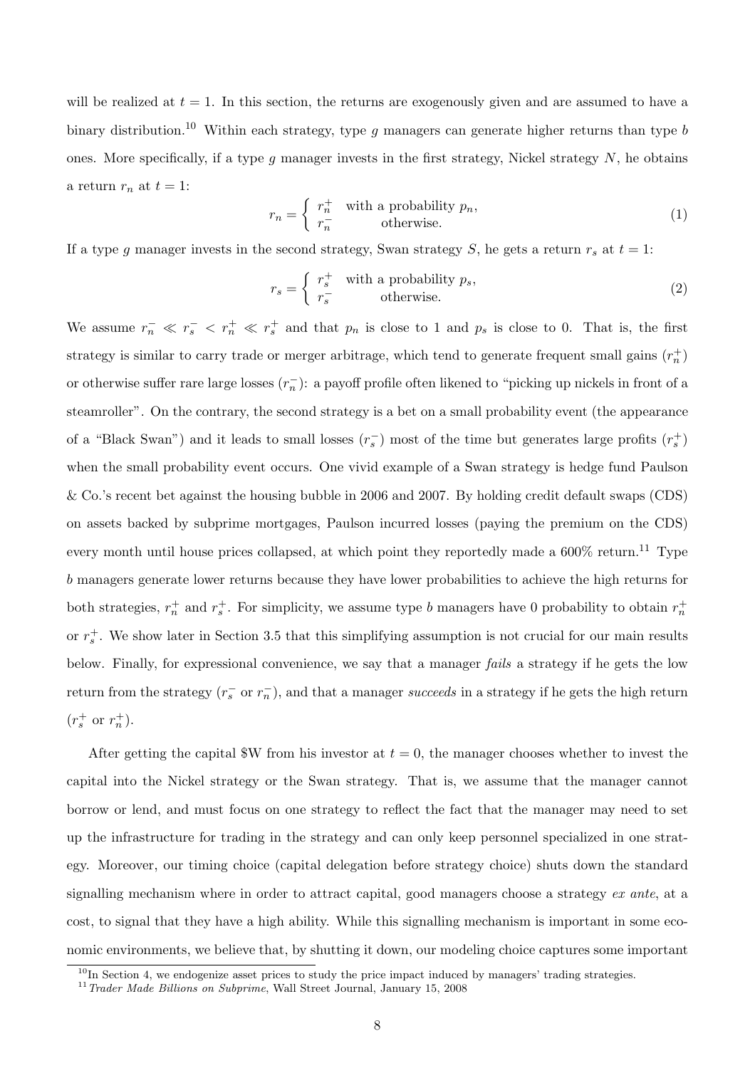will be realized at $t = 1$. In this section, the returns are exogenously given and are assumed to have a binary distribution.[10] Within each strategy, type $g$ managers can generate higher returns than type $b$ ones. More specifically, if a type $g$ manager invests in the first strategy, Nickel strategy $N$, he obtains a return $r_n$ at $t = 1$:

$$r_n = \begin{cases} r_n^+ & \text{with a probability } p_n, \\ r_n^- & \text{otherwise.} \end{cases} \tag{1}$$

If a type $g$ manager invests in the second strategy, Swan strategy $S$, he gets a return $r_s$ at $t = 1$:

$$r_s = \begin{cases} r_s^+ & \text{with a probability } p_s, \\ r_s^- & \text{otherwise.} \end{cases} \tag{2}$$

We assume $r_n^- \ll r_s^- < r_n^+ \ll r_s^+$ and that $p_n$ is close to 1 and $p_s$ is close to 0. That is, the first strategy is similar to carry trade or merger arbitrage, which tend to generate frequent small gains ($r_n^+$) or otherwise suffer rare large losses ($r_n^-$): a payoff profile often likened to "picking up nickels in front of a steamroller". On the contrary, the second strategy is a bet on a small probability event (the appearance of a "Black Swan") and it leads to small losses ($r_s^-$) most of the time but generates large profits ($r_s^+$) when the small probability event occurs. One vivid example of a Swan strategy is hedge fund Paulson & Co.'s recent bet against the housing bubble in 2006 and 2007. By holding credit default swaps (CDS) on assets backed by subprime mortgages, Paulson incurred losses (paying the premium on the CDS) every month until house prices collapsed, at which point they reportedly made a 600% return.[11] Type $b$ managers generate lower returns because they have lower probabilities to achieve the high returns for both strategies, $r_n^+$ and $r_s^+$. For simplicity, we assume type $b$ managers have 0 probability to obtain $r_n^+$ or $r_s^+$. We show later in Section 3.5 that this simplifying assumption is not crucial for our main results below. Finally, for expressional convenience, we say that a manager *fails* a strategy if he gets the low return from the strategy ($r_s^-$ or $r_n^-$), and that a manager *succeeds* in a strategy if he gets the high return ($r_s^+$ or $r_n^+$).

After getting the capital \$W from his investor at $t = 0$, the manager chooses whether to invest the capital into the Nickel strategy or the Swan strategy. That is, we assume that the manager cannot borrow or lend, and must focus on one strategy to reflect the fact that the manager may need to set up the infrastructure for trading in the strategy and can only keep personnel specialized in one strategy. Moreover, our timing choice (capital delegation before strategy choice) shuts down the standard signalling mechanism where in order to attract capital, good managers choose a strategy *ex ante*, at a cost, to signal that they have a high ability. While this signalling mechanism is important in some economic environments, we believe that, by shutting it down, our modeling choice captures some important

[10] In Section 4, we endogenize asset prices to study the price impact induced by managers' trading strategies.

[11] *Trader Made Billions on Subprime*, Wall Street Journal, January 15, 2008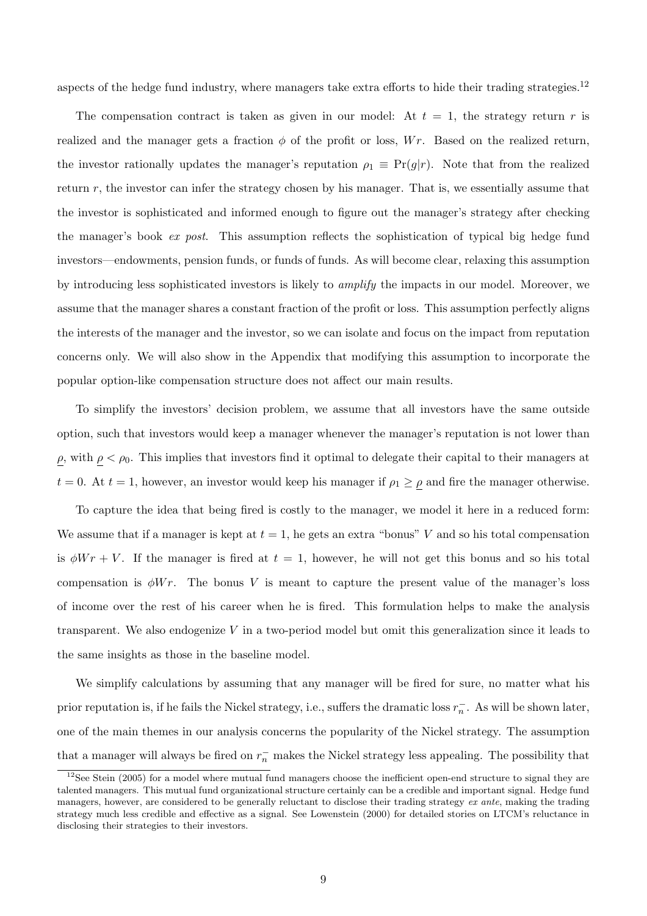aspects of the hedge fund industry, where managers take extra efforts to hide their trading strategies.[12]

The compensation contract is taken as given in our model: At $t = 1$, the strategy return $r$ is realized and the manager gets a fraction $\phi$ of the profit or loss, $Wr$. Based on the realized return, the investor rationally updates the manager's reputation $\rho_1 \equiv \Pr(g|r)$. Note that from the realized return $r$, the investor can infer the strategy chosen by his manager. That is, we essentially assume that the investor is sophisticated and informed enough to figure out the manager's strategy after checking the manager's book *ex post*. This assumption reflects the sophistication of typical big hedge fund investors—endowments, pension funds, or funds of funds. As will become clear, relaxing this assumption by introducing less sophisticated investors is likely to *amplify* the impacts in our model. Moreover, we assume that the manager shares a constant fraction of the profit or loss. This assumption perfectly aligns the interests of the manager and the investor, so we can isolate and focus on the impact from reputation concerns only. We will also show in the Appendix that modifying this assumption to incorporate the popular option-like compensation structure does not affect our main results.

To simplify the investors' decision problem, we assume that all investors have the same outside option, such that investors would keep a manager whenever the manager's reputation is not lower than $\underline{\rho}$, with $\underline{\rho} < \rho_0$. This implies that investors find it optimal to delegate their capital to their managers at $t = 0$. At $t = 1$, however, an investor would keep his manager if $\rho_1 \geq \underline{\rho}$ and fire the manager otherwise.

To capture the idea that being fired is costly to the manager, we model it here in a reduced form: We assume that if a manager is kept at $t = 1$, he gets an extra "bonus" $V$ and so his total compensation is $\phi Wr + V$. If the manager is fired at $t = 1$, however, he will not get this bonus and so his total compensation is $\phi Wr$. The bonus $V$ is meant to capture the present value of the manager's loss of income over the rest of his career when he is fired. This formulation helps to make the analysis transparent. We also endogenize $V$ in a two-period model but omit this generalization since it leads to the same insights as those in the baseline model.

We simplify calculations by assuming that any manager will be fired for sure, no matter what his prior reputation is, if he fails the Nickel strategy, i.e., suffers the dramatic loss $r_n^-$. As will be shown later, one of the main themes in our analysis concerns the popularity of the Nickel strategy. The assumption that a manager will always be fired on $r_n^-$ makes the Nickel strategy less appealing. The possibility that

[12] See Stein (2005) for a model where mutual fund managers choose the inefficient open-end structure to signal they are talented managers. This mutual fund organizational structure certainly can be a credible and important signal. Hedge fund managers, however, are considered to be generally reluctant to disclose their trading strategy *ex ante*, making the trading strategy much less credible and effective as a signal. See Lowenstein (2000) for detailed stories on LTCM's reluctance in disclosing their strategies to their investors.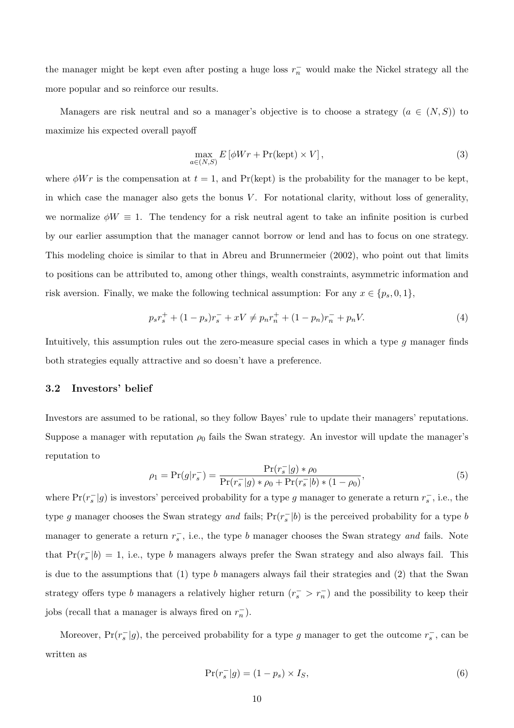the manager might be kept even after posting a huge loss $r_n^-$ would make the Nickel strategy all the more popular and so reinforce our results.

Managers are risk neutral and so a manager's objective is to choose a strategy ($a \in (N, S)$) to maximize his expected overall payoff

$$\max_{a \in (N,S)} E\left[\phi W r + \Pr(\text{kept}) \times V\right], \tag{3}$$

where $\phi W r$ is the compensation at $t = 1$, and $\Pr(\text{kept})$ is the probability for the manager to be kept, in which case the manager also gets the bonus $V$. For notational clarity, without loss of generality, we normalize $\phi W \equiv 1$. The tendency for a risk neutral agent to take an infinite position is curbed by our earlier assumption that the manager cannot borrow or lend and has to focus on one strategy. This modeling choice is similar to that in Abreu and Brunnermeier (2002), who point out that limits to positions can be attributed to, among other things, wealth constraints, asymmetric information and risk aversion. Finally, we make the following technical assumption: For any $x \in \{p_s, 0, 1\}$,

$$p_s r_s^+ + (1 - p_s) r_s^- + xV \neq p_n r_n^+ + (1 - p_n) r_n^- + p_n V. \tag{4}$$

Intuitively, this assumption rules out the zero-measure special cases in which a type $g$ manager finds both strategies equally attractive and so doesn't have a preference.

### 3.2 Investors' belief

Investors are assumed to be rational, so they follow Bayes' rule to update their managers' reputations. Suppose a manager with reputation $\rho_0$ fails the Swan strategy. An investor will update the manager's reputation to

$$\rho_1 = \Pr(g|r_s^-) = \frac{\Pr(r_s^-|g) * \rho_0}{\Pr(r_s^-|g) * \rho_0 + \Pr(r_s^-|b) * (1 - \rho_0)}, \tag{5}$$

where $\Pr(r_s^-|g)$ is investors' perceived probability for a type $g$ manager to generate a return $r_s^-$, i.e., the type $g$ manager chooses the Swan strategy *and* fails; $\Pr(r_s^-|b)$ is the perceived probability for a type $b$ manager to generate a return $r_s^-$, i.e., the type $b$ manager chooses the Swan strategy *and* fails. Note that $\Pr(r_s^-|b) = 1$, i.e., type $b$ managers always prefer the Swan strategy and also always fail. This is due to the assumptions that (1) type $b$ managers always fail their strategies and (2) that the Swan strategy offers type $b$ managers a relatively higher return ($r_s^- > r_n^-$) and the possibility to keep their jobs (recall that a manager is always fired on $r_n^-$).

Moreover, $\Pr(r_s^-|g)$, the perceived probability for a type $g$ manager to get the outcome $r_s^-$, can be written as

$$\Pr(r_s^-|g) = (1 - p_s) \times I_S, \tag{6}$$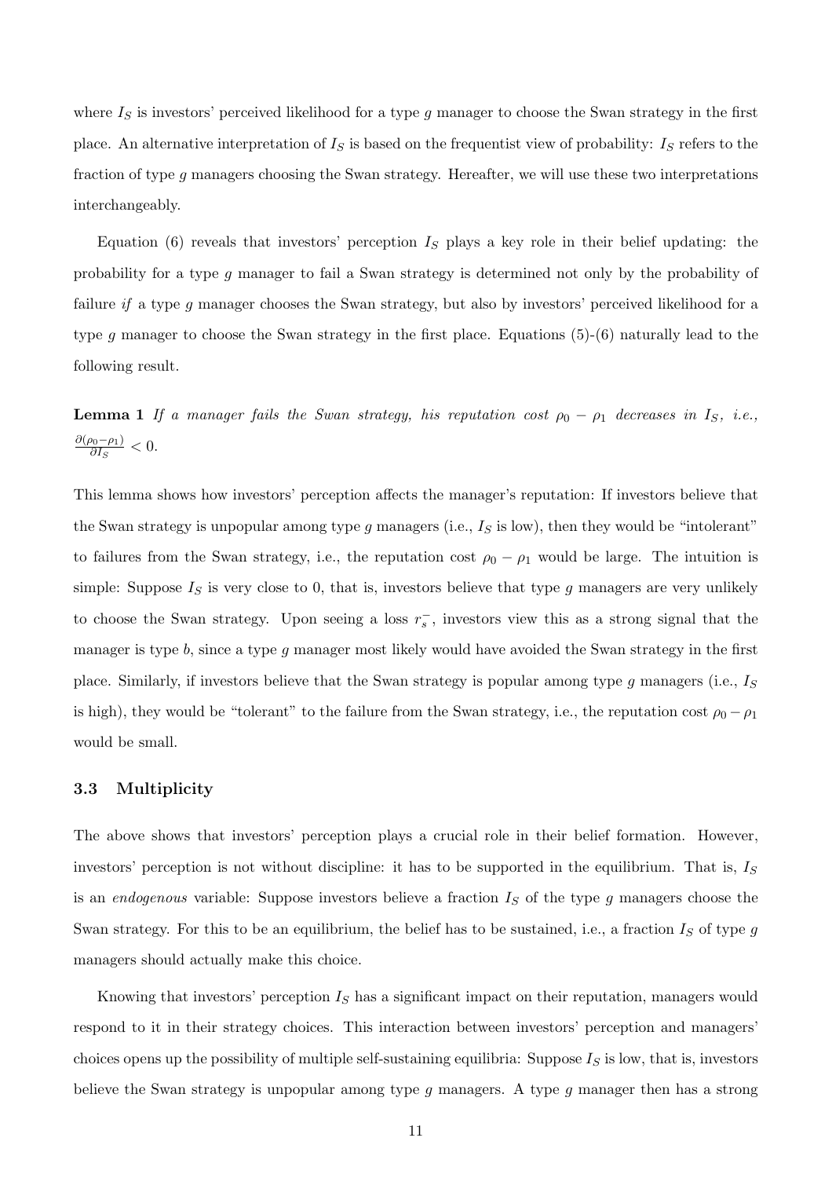where $I_S$ is investors' perceived likelihood for a type $g$ manager to choose the Swan strategy in the first place. An alternative interpretation of $I_S$ is based on the frequentist view of probability: $I_S$ refers to the fraction of type $g$ managers choosing the Swan strategy. Hereafter, we will use these two interpretations interchangeably.

Equation (6) reveals that investors' perception $I_S$ plays a key role in their belief updating: the probability for a type $g$ manager to fail a Swan strategy is determined not only by the probability of failure *if* a type $g$ manager chooses the Swan strategy, but also by investors' perceived likelihood for a type $g$ manager to choose the Swan strategy in the first place. Equations (5)-(6) naturally lead to the following result.

**Lemma 1** *If a manager fails the Swan strategy, his reputation cost $\rho_0 - \rho_1$ decreases in $I_S$, i.e., $\frac{\partial(\rho_0 - \rho_1)}{\partial I_S} < 0$.*

This lemma shows how investors' perception affects the manager's reputation: If investors believe that the Swan strategy is unpopular among type $g$ managers (i.e., $I_S$ is low), then they would be "intolerant" to failures from the Swan strategy, i.e., the reputation cost $\rho_0 - \rho_1$ would be large. The intuition is simple: Suppose $I_S$ is very close to 0, that is, investors believe that type $g$ managers are very unlikely to choose the Swan strategy. Upon seeing a loss $r_s^-$, investors view this as a strong signal that the manager is type $b$, since a type $g$ manager most likely would have avoided the Swan strategy in the first place. Similarly, if investors believe that the Swan strategy is popular among type $g$ managers (i.e., $I_S$ is high), they would be "tolerant" to the failure from the Swan strategy, i.e., the reputation cost $\rho_0 - \rho_1$ would be small.

### 3.3 Multiplicity

The above shows that investors' perception plays a crucial role in their belief formation. However, investors' perception is not without discipline: it has to be supported in the equilibrium. That is, $I_S$ is an *endogenous* variable: Suppose investors believe a fraction $I_S$ of the type $g$ managers choose the Swan strategy. For this to be an equilibrium, the belief has to be sustained, i.e., a fraction $I_S$ of type $g$ managers should actually make this choice.

Knowing that investors' perception $I_S$ has a significant impact on their reputation, managers would respond to it in their strategy choices. This interaction between investors' perception and managers' choices opens up the possibility of multiple self-sustaining equilibria: Suppose $I_S$ is low, that is, investors believe the Swan strategy is unpopular among type $g$ managers. A type $g$ manager then has a strong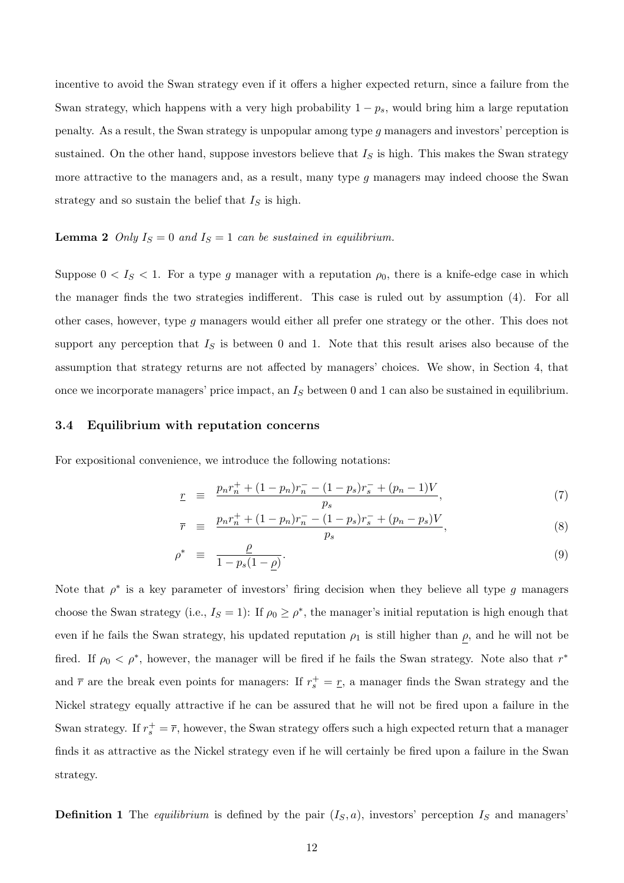incentive to avoid the Swan strategy even if it offers a higher expected return, since a failure from the Swan strategy, which happens with a very high probability $1 - p_s$, would bring him a large reputation penalty. As a result, the Swan strategy is unpopular among type $g$ managers and investors' perception is sustained. On the other hand, suppose investors believe that $I_S$ is high. This makes the Swan strategy more attractive to the managers and, as a result, many type $g$ managers may indeed choose the Swan strategy and so sustain the belief that $I_S$ is high.

**Lemma 2** *Only $I_S = 0$ and $I_S = 1$ can be sustained in equilibrium.*

Suppose $0 < I_S < 1$. For a type $g$ manager with a reputation $\rho_0$, there is a knife-edge case in which the manager finds the two strategies indifferent. This case is ruled out by assumption (4). For all other cases, however, type $g$ managers would either all prefer one strategy or the other. This does not support any perception that $I_S$ is between 0 and 1. Note that this result arises also because of the assumption that strategy returns are not affected by managers' choices. We show, in Section 4, that once we incorporate managers' price impact, an $I_S$ between 0 and 1 can also be sustained in equilibrium.

### 3.4 Equilibrium with reputation concerns

For expositional convenience, we introduce the following notations:

$$\underline{r} \equiv \frac{p_n r_n^+ + (1-p_n) r_n^- - (1-p_s) r_s^- + (p_n - 1)V}{p_s}, \tag{7}$$

$$\overline{r} \equiv \frac{p_n r_n^+ + (1-p_n) r_n^- - (1-p_s) r_s^- + (p_n - p_s)V}{p_s}, \tag{8}$$

$$\rho^* \equiv \frac{\underline{\rho}}{1 - p_s(1 - \underline{\rho})}. \tag{9}$$

Note that $\rho^*$ is a key parameter of investors' firing decision when they believe all type $g$ managers choose the Swan strategy (i.e., $I_S = 1$): If $\rho_0 \geq \rho^*$, the manager's initial reputation is high enough that even if he fails the Swan strategy, his updated reputation $\rho_1$ is still higher than $\underline{\rho}$, and he will not be fired. If $\rho_0 < \rho^*$, however, the manager will be fired if he fails the Swan strategy. Note also that $r^*$ and $\overline{r}$ are the break even points for managers: If $r_s^+ = \underline{r}$, a manager finds the Swan strategy and the Nickel strategy equally attractive if he can be assured that he will not be fired upon a failure in the Swan strategy. If $r_s^+ = \overline{r}$, however, the Swan strategy offers such a high expected return that a manager finds it as attractive as the Nickel strategy even if he will certainly be fired upon a failure in the Swan strategy.

**Definition 1** The *equilibrium* is defined by the pair $(I_S, a)$, investors' perception $I_S$ and managers'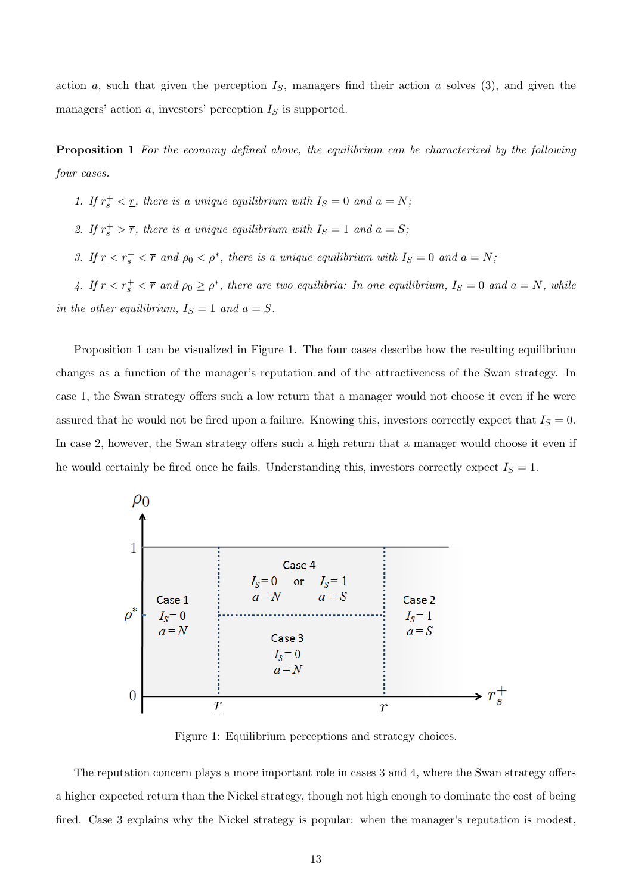action $a$, such that given the perception $I_S$, managers find their action $a$ solves (3), and given the managers' action $a$, investors' perception $I_S$ is supported.

**Proposition 1** *For the economy defined above, the equilibrium can be characterized by the following four cases.*

1. *If $r_s^+ < \underline{r}$, there is a unique equilibrium with $I_S = 0$ and $a = N$;*
2. *If $r_s^+ > \overline{r}$, there is a unique equilibrium with $I_S = 1$ and $a = S$;*
3. *If $\underline{r} < r_s^+ < \overline{r}$ and $\rho_0 < \rho^*$, there is a unique equilibrium with $I_S = 0$ and $a = N$;*
4. *If $\underline{r} < r_s^+ < \overline{r}$ and $\rho_0 \geq \rho^*$, there are two equilibria: In one equilibrium, $I_S = 0$ and $a = N$, while in the other equilibrium, $I_S = 1$ and $a = S$.*

Proposition 1 can be visualized in Figure 1. The four cases describe how the resulting equilibrium changes as a function of the manager's reputation and of the attractiveness of the Swan strategy. In case 1, the Swan strategy offers such a low return that a manager would not choose it even if he were assured that he would not be fired upon a failure. Knowing this, investors correctly expect that $I_S = 0$. In case 2, however, the Swan strategy offers such a high return that a manager would choose it even if he would certainly be fired once he fails. Understanding this, investors correctly expect $I_S = 1$.

Figure 1: Equilibrium perceptions and strategy choices.

The reputation concern plays a more important role in cases 3 and 4, where the Swan strategy offers a higher expected return than the Nickel strategy, though not high enough to dominate the cost of being fired. Case 3 explains why the Nickel strategy is popular: when the manager's reputation is modest,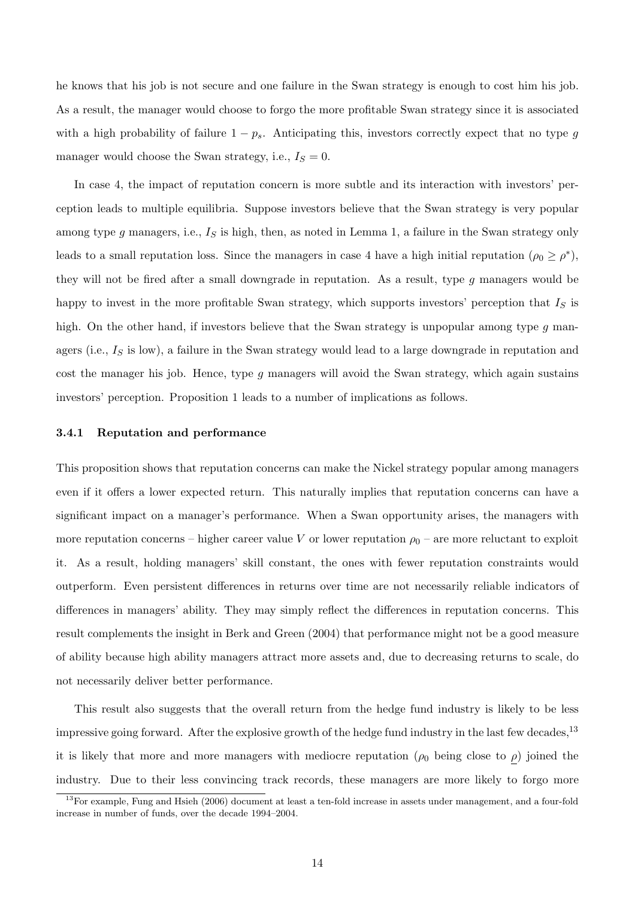he knows that his job is not secure and one failure in the Swan strategy is enough to cost him his job. As a result, the manager would choose to forgo the more profitable Swan strategy since it is associated with a high probability of failure $1 - p_s$. Anticipating this, investors correctly expect that no type $g$ manager would choose the Swan strategy, i.e., $I_S = 0$.

In case 4, the impact of reputation concern is more subtle and its interaction with investors' perception leads to multiple equilibria. Suppose investors believe that the Swan strategy is very popular among type $g$ managers, i.e., $I_S$ is high, then, as noted in Lemma 1, a failure in the Swan strategy only leads to a small reputation loss. Since the managers in case 4 have a high initial reputation ($\rho_0 \geq \rho^*$), they will not be fired after a small downgrade in reputation. As a result, type $g$ managers would be happy to invest in the more profitable Swan strategy, which supports investors' perception that $I_S$ is high. On the other hand, if investors believe that the Swan strategy is unpopular among type $g$ managers (i.e., $I_S$ is low), a failure in the Swan strategy would lead to a large downgrade in reputation and cost the manager his job. Hence, type $g$ managers will avoid the Swan strategy, which again sustains investors' perception. Proposition 1 leads to a number of implications as follows.

### 3.4.1 Reputation and performance

This proposition shows that reputation concerns can make the Nickel strategy popular among managers even if it offers a lower expected return. This naturally implies that reputation concerns can have a significant impact on a manager's performance. When a Swan opportunity arises, the managers with more reputation concerns – higher career value $V$ or lower reputation $\rho_0$ – are more reluctant to exploit it. As a result, holding managers' skill constant, the ones with fewer reputation constraints would outperform. Even persistent differences in returns over time are not necessarily reliable indicators of differences in managers' ability. They may simply reflect the differences in reputation concerns. This result complements the insight in Berk and Green (2004) that performance might not be a good measure of ability because high ability managers attract more assets and, due to decreasing returns to scale, do not necessarily deliver better performance.

This result also suggests that the overall return from the hedge fund industry is likely to be less impressive going forward. After the explosive growth of the hedge fund industry in the last few decades,[13] it is likely that more and more managers with mediocre reputation ($\rho_0$ being close to $\underline{\rho}$) joined the industry. Due to their less convincing track records, these managers are more likely to forgo more

[13] For example, Fung and Hsieh (2006) document at least a ten-fold increase in assets under management, and a four-fold increase in number of funds, over the decade 1994–2004.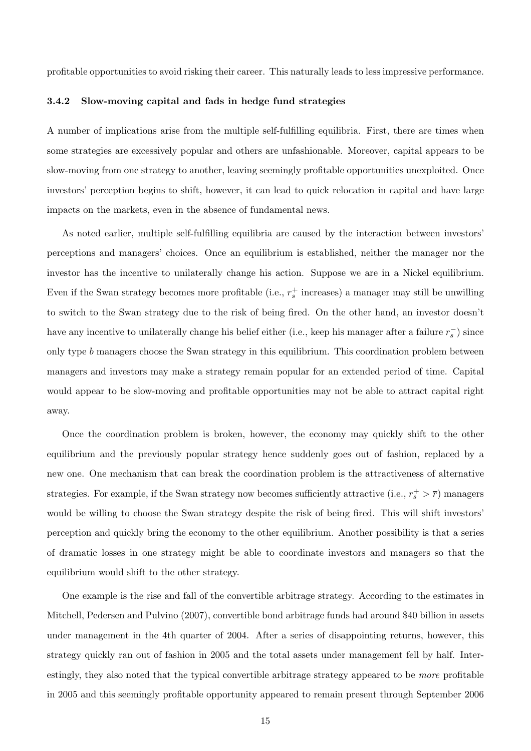profitable opportunities to avoid risking their career. This naturally leads to less impressive performance.

### 3.4.2 Slow-moving capital and fads in hedge fund strategies

A number of implications arise from the multiple self-fulfilling equilibria. First, there are times when some strategies are excessively popular and others are unfashionable. Moreover, capital appears to be slow-moving from one strategy to another, leaving seemingly profitable opportunities unexploited. Once investors' perception begins to shift, however, it can lead to quick relocation in capital and have large impacts on the markets, even in the absence of fundamental news.

As noted earlier, multiple self-fulfilling equilibria are caused by the interaction between investors' perceptions and managers' choices. Once an equilibrium is established, neither the manager nor the investor has the incentive to unilaterally change his action. Suppose we are in a Nickel equilibrium. Even if the Swan strategy becomes more profitable (i.e., $r_s^+$ increases) a manager may still be unwilling to switch to the Swan strategy due to the risk of being fired. On the other hand, an investor doesn't have any incentive to unilaterally change his belief either (i.e., keep his manager after a failure $r_s^-$) since only type $b$ managers choose the Swan strategy in this equilibrium. This coordination problem between managers and investors may make a strategy remain popular for an extended period of time. Capital would appear to be slow-moving and profitable opportunities may not be able to attract capital right away.

Once the coordination problem is broken, however, the economy may quickly shift to the other equilibrium and the previously popular strategy hence suddenly goes out of fashion, replaced by a new one. One mechanism that can break the coordination problem is the attractiveness of alternative strategies. For example, if the Swan strategy now becomes sufficiently attractive (i.e., $r_s^+ > \overline{r}$) managers would be willing to choose the Swan strategy despite the risk of being fired. This will shift investors' perception and quickly bring the economy to the other equilibrium. Another possibility is that a series of dramatic losses in one strategy might be able to coordinate investors and managers so that the equilibrium would shift to the other strategy.

One example is the rise and fall of the convertible arbitrage strategy. According to the estimates in Mitchell, Pedersen and Pulvino (2007), convertible bond arbitrage funds had around $40 billion in assets under management in the 4th quarter of 2004. After a series of disappointing returns, however, this strategy quickly ran out of fashion in 2005 and the total assets under management fell by half. Interestingly, they also noted that the typical convertible arbitrage strategy appeared to be *more* profitable in 2005 and this seemingly profitable opportunity appeared to remain present through September 2006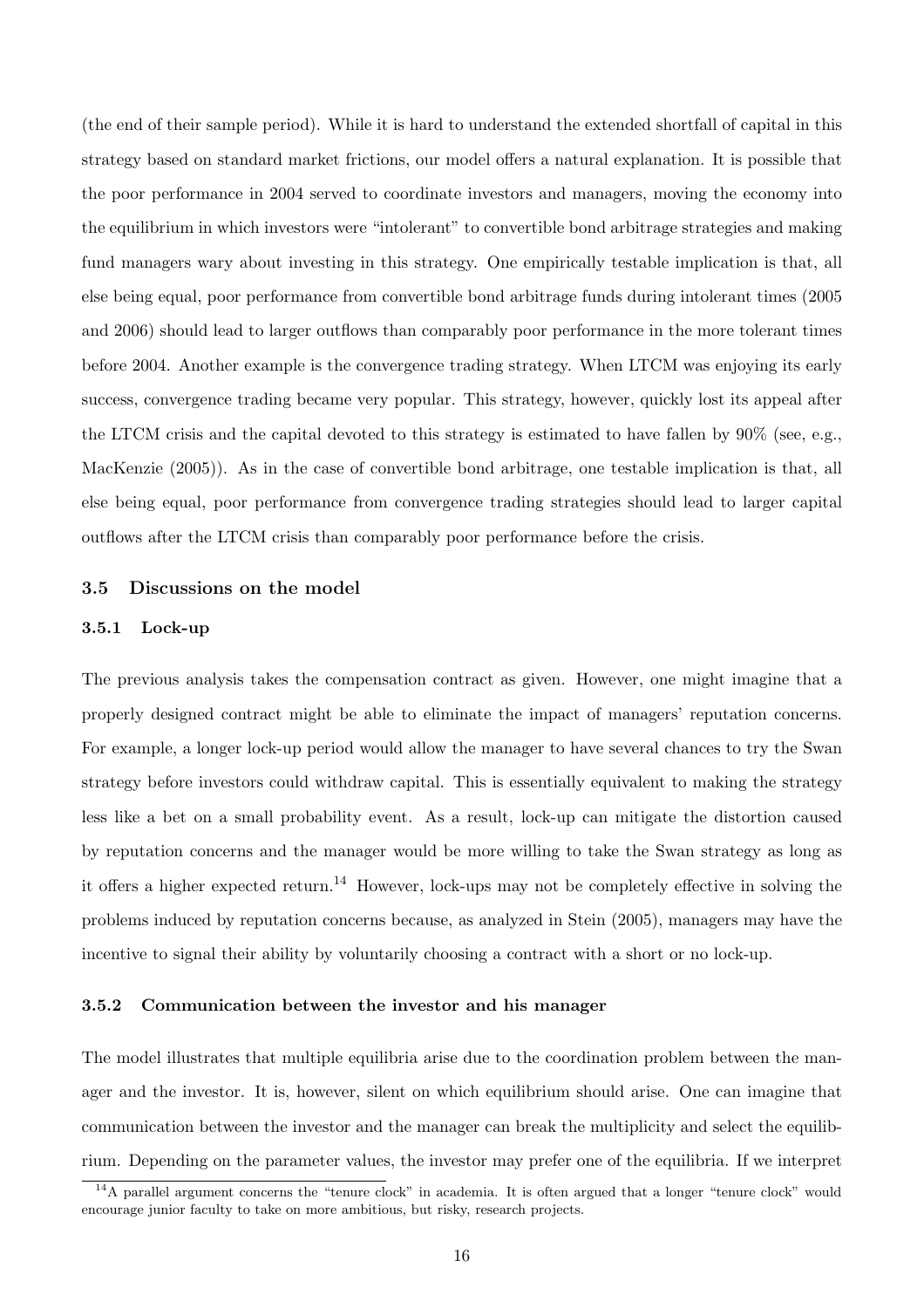(the end of their sample period). While it is hard to understand the extended shortfall of capital in this strategy based on standard market frictions, our model offers a natural explanation. It is possible that the poor performance in 2004 served to coordinate investors and managers, moving the economy into the equilibrium in which investors were "intolerant" to convertible bond arbitrage strategies and making fund managers wary about investing in this strategy. One empirically testable implication is that, all else being equal, poor performance from convertible bond arbitrage funds during intolerant times (2005 and 2006) should lead to larger outflows than comparably poor performance in the more tolerant times before 2004. Another example is the convergence trading strategy. When LTCM was enjoying its early success, convergence trading became very popular. This strategy, however, quickly lost its appeal after the LTCM crisis and the capital devoted to this strategy is estimated to have fallen by 90% (see, e.g., MacKenzie (2005)). As in the case of convertible bond arbitrage, one testable implication is that, all else being equal, poor performance from convergence trading strategies should lead to larger capital outflows after the LTCM crisis than comparably poor performance before the crisis.

### 3.5 Discussions on the model

#### 3.5.1 Lock-up

The previous analysis takes the compensation contract as given. However, one might imagine that a properly designed contract might be able to eliminate the impact of managers' reputation concerns. For example, a longer lock-up period would allow the manager to have several chances to try the Swan strategy before investors could withdraw capital. This is essentially equivalent to making the strategy less like a bet on a small probability event. As a result, lock-up can mitigate the distortion caused by reputation concerns and the manager would be more willing to take the Swan strategy as long as it offers a higher expected return.[14] However, lock-ups may not be completely effective in solving the problems induced by reputation concerns because, as analyzed in Stein (2005), managers may have the incentive to signal their ability by voluntarily choosing a contract with a short or no lock-up.

#### 3.5.2 Communication between the investor and his manager

The model illustrates that multiple equilibria arise due to the coordination problem between the manager and the investor. It is, however, silent on which equilibrium should arise. One can imagine that communication between the investor and the manager can break the multiplicity and select the equilibrium. Depending on the parameter values, the investor may prefer one of the equilibria. If we interpret

[14] A parallel argument concerns the "tenure clock" in academia. It is often argued that a longer "tenure clock" would encourage junior faculty to take on more ambitious, but risky, research projects.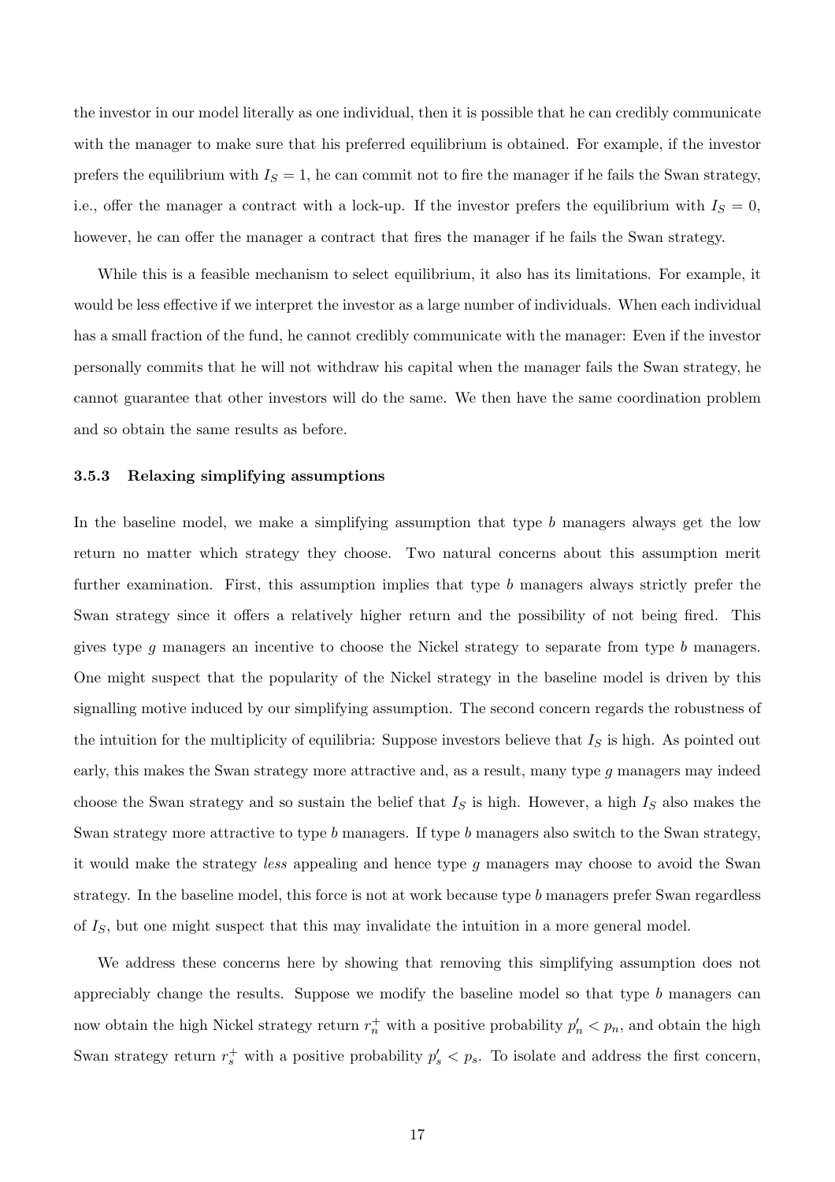the investor in our model literally as one individual, then it is possible that he can credibly communicate with the manager to make sure that his preferred equilibrium is obtained. For example, if the investor prefers the equilibrium with $I_S = 1$, he can commit not to fire the manager if he fails the Swan strategy, i.e., offer the manager a contract with a lock-up. If the investor prefers the equilibrium with $I_S = 0$, however, he can offer the manager a contract that fires the manager if he fails the Swan strategy.

While this is a feasible mechanism to select equilibrium, it also has its limitations. For example, it would be less effective if we interpret the investor as a large number of individuals. When each individual has a small fraction of the fund, he cannot credibly communicate with the manager: Even if the investor personally commits that he will not withdraw his capital when the manager fails the Swan strategy, he cannot guarantee that other investors will do the same. We then have the same coordination problem and so obtain the same results as before.

### 3.5.3 Relaxing simplifying assumptions

In the baseline model, we make a simplifying assumption that type $b$ managers always get the low return no matter which strategy they choose. Two natural concerns about this assumption merit further examination. First, this assumption implies that type $b$ managers always strictly prefer the Swan strategy since it offers a relatively higher return and the possibility of not being fired. This gives type $g$ managers an incentive to choose the Nickel strategy to separate from type $b$ managers. One might suspect that the popularity of the Nickel strategy in the baseline model is driven by this signalling motive induced by our simplifying assumption. The second concern regards the robustness of the intuition for the multiplicity of equilibria: Suppose investors believe that $I_S$ is high. As pointed out early, this makes the Swan strategy more attractive and, as a result, many type $g$ managers may indeed choose the Swan strategy and so sustain the belief that $I_S$ is high. However, a high $I_S$ also makes the Swan strategy more attractive to type $b$ managers. If type $b$ managers also switch to the Swan strategy, it would make the strategy *less* appealing and hence type $g$ managers may choose to avoid the Swan strategy. In the baseline model, this force is not at work because type $b$ managers prefer Swan regardless of $I_S$, but one might suspect that this may invalidate the intuition in a more general model.

We address these concerns here by showing that removing this simplifying assumption does not appreciably change the results. Suppose we modify the baseline model so that type $b$ managers can now obtain the high Nickel strategy return $r_n^+$ with a positive probability $p_n' < p_n$, and obtain the high Swan strategy return $r_s^+$ with a positive probability $p_s' < p_s$. To isolate and address the first concern,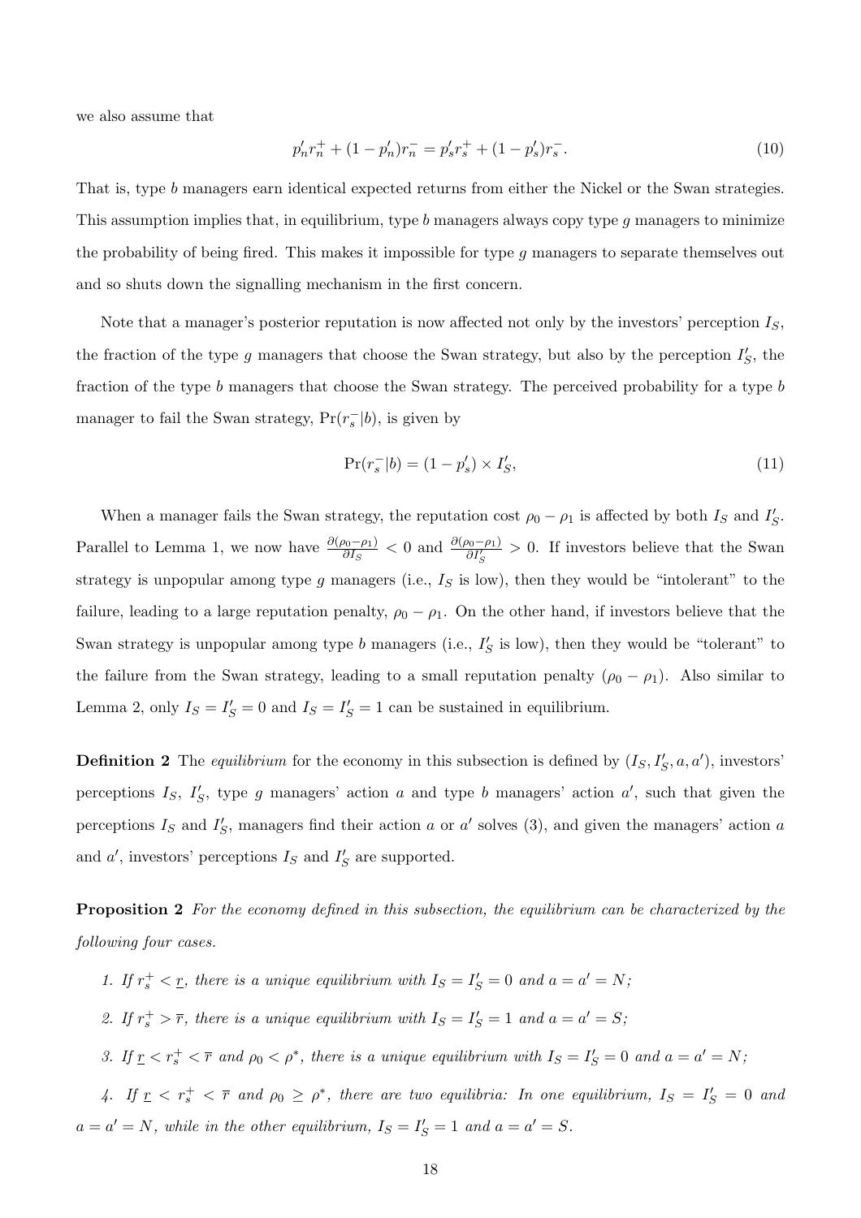we also assume that

$$p'_n r_n^+ + (1 - p'_n) r_n^- = p'_s r_s^+ + (1 - p'_s) r_s^-. \tag{10}$$

That is, type $b$ managers earn identical expected returns from either the Nickel or the Swan strategies. This assumption implies that, in equilibrium, type $b$ managers always copy type $g$ managers to minimize the probability of being fired. This makes it impossible for type $g$ managers to separate themselves out and so shuts down the signalling mechanism in the first concern.

Note that a manager's posterior reputation is now affected not only by the investors' perception $I_S$, the fraction of the type $g$ managers that choose the Swan strategy, but also by the perception $I'_S$, the fraction of the type $b$ managers that choose the Swan strategy. The perceived probability for a type $b$ manager to fail the Swan strategy, $\Pr(r_s^-|b)$, is given by

$$\Pr(r_s^-|b) = (1 - p'_s) \times I'_S, \tag{11}$$

When a manager fails the Swan strategy, the reputation cost $\rho_0 - \rho_1$ is affected by both $I_S$ and $I'_S$. Parallel to Lemma 1, we now have $\frac{\partial(\rho_0 - \rho_1)}{\partial I_S} < 0$ and $\frac{\partial(\rho_0 - \rho_1)}{\partial I'_S} > 0$. If investors believe that the Swan strategy is unpopular among type $g$ managers (i.e., $I_S$ is low), then they would be "intolerant" to the failure, leading to a large reputation penalty, $\rho_0 - \rho_1$. On the other hand, if investors believe that the Swan strategy is unpopular among type $b$ managers (i.e., $I'_S$ is low), then they would be "tolerant" to the failure from the Swan strategy, leading to a small reputation penalty ($\rho_0 - \rho_1$). Also similar to Lemma 2, only $I_S = I'_S = 0$ and $I_S = I'_S = 1$ can be sustained in equilibrium.

**Definition 2** The *equilibrium* for the economy in this subsection is defined by $(I_S, I'_S, a, a')$, investors' perceptions $I_S$, $I'_S$, type $g$ managers' action $a$ and type $b$ managers' action $a'$, such that given the perceptions $I_S$ and $I'_S$, managers find their action $a$ or $a'$ solves (3), and given the managers' action $a$ and $a'$, investors' perceptions $I_S$ and $I'_S$ are supported.

**Proposition 2** *For the economy defined in this subsection, the equilibrium can be characterized by the following four cases.*

1. *If $r_s^+ < \underline{r}$, there is a unique equilibrium with $I_S = I'_S = 0$ and $a = a' = N$;*
2. *If $r_s^+ > \overline{r}$, there is a unique equilibrium with $I_S = I'_S = 1$ and $a = a' = S$;*
3. *If $\underline{r} < r_s^+ < \overline{r}$ and $\rho_0 < \rho^*$, there is a unique equilibrium with $I_S = I'_S = 0$ and $a = a' = N$;*
4. *If $\underline{r} < r_s^+ < \overline{r}$ and $\rho_0 \geq \rho^*$, there are two equilibria: In one equilibrium, $I_S = I'_S = 0$ and $a = a' = N$, while in the other equilibrium, $I_S = I'_S = 1$ and $a = a' = S$.*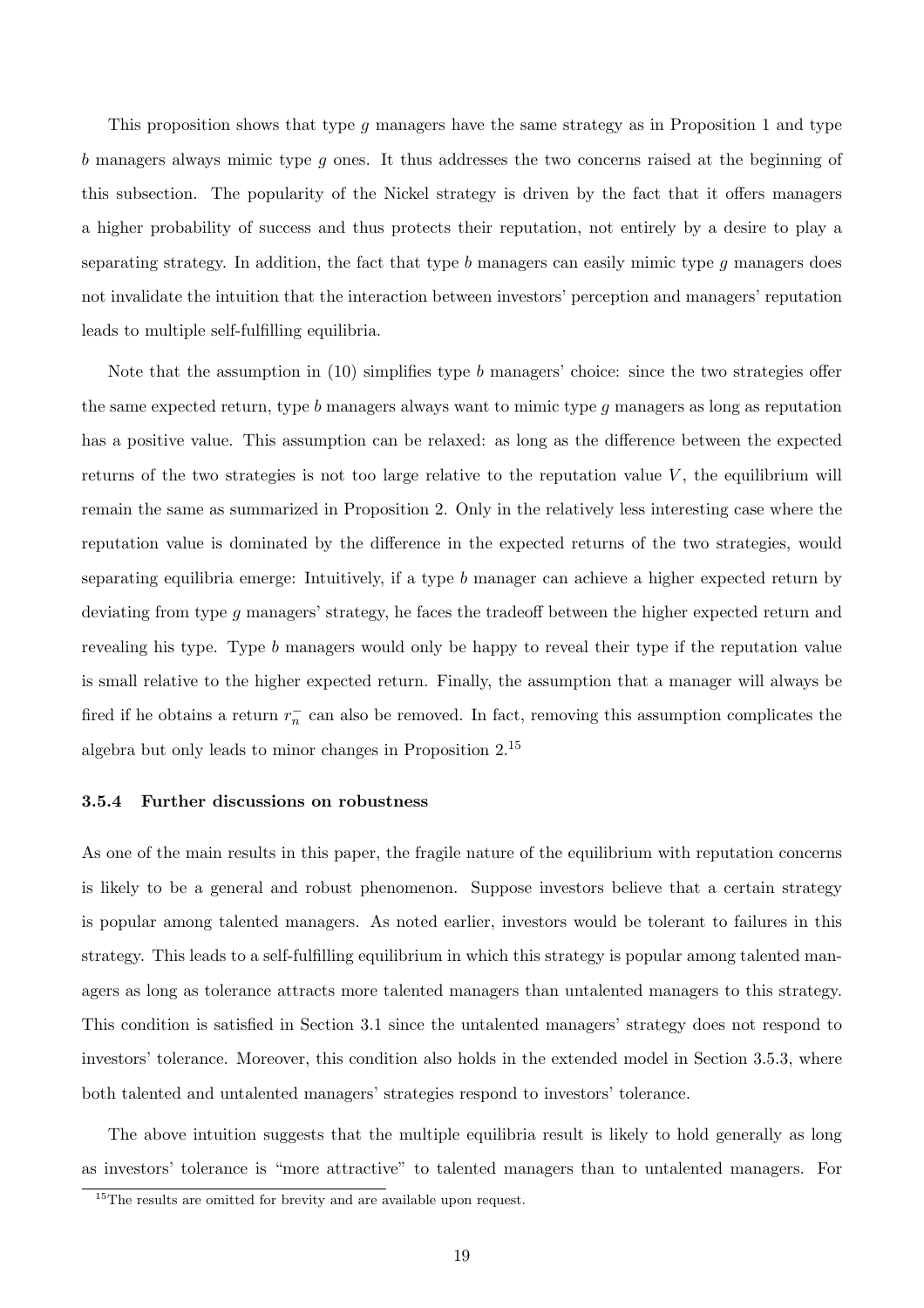This proposition shows that type $g$ managers have the same strategy as in Proposition 1 and type $b$ managers always mimic type $g$ ones. It thus addresses the two concerns raised at the beginning of this subsection. The popularity of the Nickel strategy is driven by the fact that it offers managers a higher probability of success and thus protects their reputation, not entirely by a desire to play a separating strategy. In addition, the fact that type $b$ managers can easily mimic type $g$ managers does not invalidate the intuition that the interaction between investors' perception and managers' reputation leads to multiple self-fulfilling equilibria.

Note that the assumption in (10) simplifies type $b$ managers' choice: since the two strategies offer the same expected return, type $b$ managers always want to mimic type $g$ managers as long as reputation has a positive value. This assumption can be relaxed: as long as the difference between the expected returns of the two strategies is not too large relative to the reputation value $V$, the equilibrium will remain the same as summarized in Proposition 2. Only in the relatively less interesting case where the reputation value is dominated by the difference in the expected returns of the two strategies, would separating equilibria emerge: Intuitively, if a type $b$ manager can achieve a higher expected return by deviating from type $g$ managers' strategy, he faces the tradeoff between the higher expected return and revealing his type. Type $b$ managers would only be happy to reveal their type if the reputation value is small relative to the higher expected return. Finally, the assumption that a manager will always be fired if he obtains a return $r_n^-$ can also be removed. In fact, removing this assumption complicates the algebra but only leads to minor changes in Proposition 2.[15]

### 3.5.4 Further discussions on robustness

As one of the main results in this paper, the fragile nature of the equilibrium with reputation concerns is likely to be a general and robust phenomenon. Suppose investors believe that a certain strategy is popular among talented managers. As noted earlier, investors would be tolerant to failures in this strategy. This leads to a self-fulfilling equilibrium in which this strategy is popular among talented managers as long as tolerance attracts more talented managers than untalented managers to this strategy. This condition is satisfied in Section 3.1 since the untalented managers' strategy does not respond to investors' tolerance. Moreover, this condition also holds in the extended model in Section 3.5.3, where both talented and untalented managers' strategies respond to investors' tolerance.

The above intuition suggests that the multiple equilibria result is likely to hold generally as long as investors' tolerance is "more attractive" to talented managers than to untalented managers. For

[15] The results are omitted for brevity and are available upon request.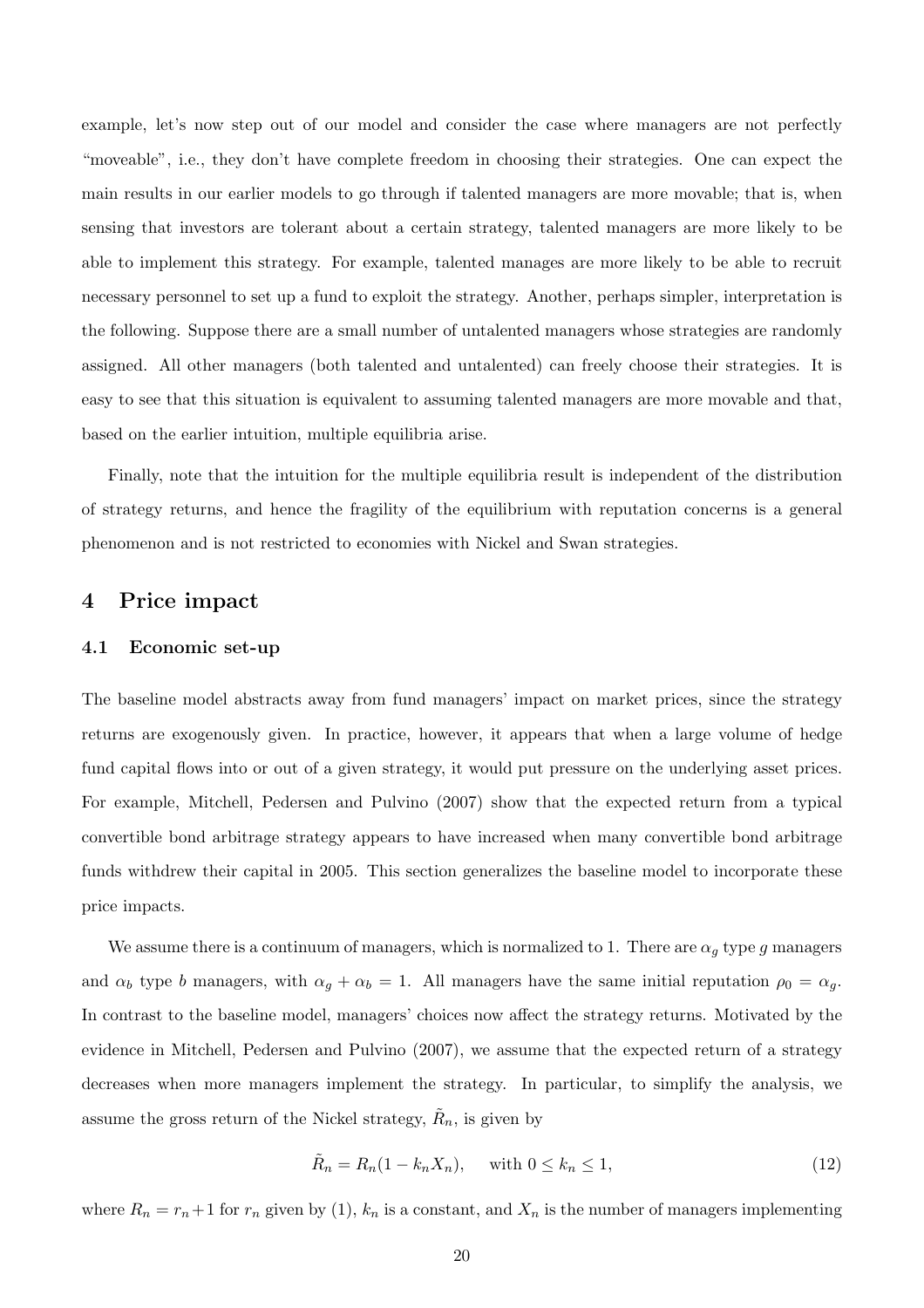example, let's now step out of our model and consider the case where managers are not perfectly "moveable", i.e., they don't have complete freedom in choosing their strategies. One can expect the main results in our earlier models to go through if talented managers are more movable; that is, when sensing that investors are tolerant about a certain strategy, talented managers are more likely to be able to implement this strategy. For example, talented manages are more likely to be able to recruit necessary personnel to set up a fund to exploit the strategy. Another, perhaps simpler, interpretation is the following. Suppose there are a small number of untalented managers whose strategies are randomly assigned. All other managers (both talented and untalented) can freely choose their strategies. It is easy to see that this situation is equivalent to assuming talented managers are more movable and that, based on the earlier intuition, multiple equilibria arise.

Finally, note that the intuition for the multiple equilibria result is independent of the distribution of strategy returns, and hence the fragility of the equilibrium with reputation concerns is a general phenomenon and is not restricted to economies with Nickel and Swan strategies.

## 4 Price impact

### 4.1 Economic set-up

The baseline model abstracts away from fund managers' impact on market prices, since the strategy returns are exogenously given. In practice, however, it appears that when a large volume of hedge fund capital flows into or out of a given strategy, it would put pressure on the underlying asset prices. For example, Mitchell, Pedersen and Pulvino (2007) show that the expected return from a typical convertible bond arbitrage strategy appears to have increased when many convertible bond arbitrage funds withdrew their capital in 2005. This section generalizes the baseline model to incorporate these price impacts.

We assume there is a continuum of managers, which is normalized to 1. There are $\alpha_g$ type $g$ managers and $\alpha_b$ type $b$ managers, with $\alpha_g + \alpha_b = 1$. All managers have the same initial reputation $\rho_0 = \alpha_g$. In contrast to the baseline model, managers' choices now affect the strategy returns. Motivated by the evidence in Mitchell, Pedersen and Pulvino (2007), we assume that the expected return of a strategy decreases when more managers implement the strategy. In particular, to simplify the analysis, we assume the gross return of the Nickel strategy, $\tilde{R}_n$, is given by

$$\tilde{R}_n = R_n(1 - k_n X_n), \quad \text{with } 0 \leq k_n \leq 1, \tag{12}$$

where $R_n = r_n + 1$ for $r_n$ given by (1), $k_n$ is a constant, and $X_n$ is the number of managers implementing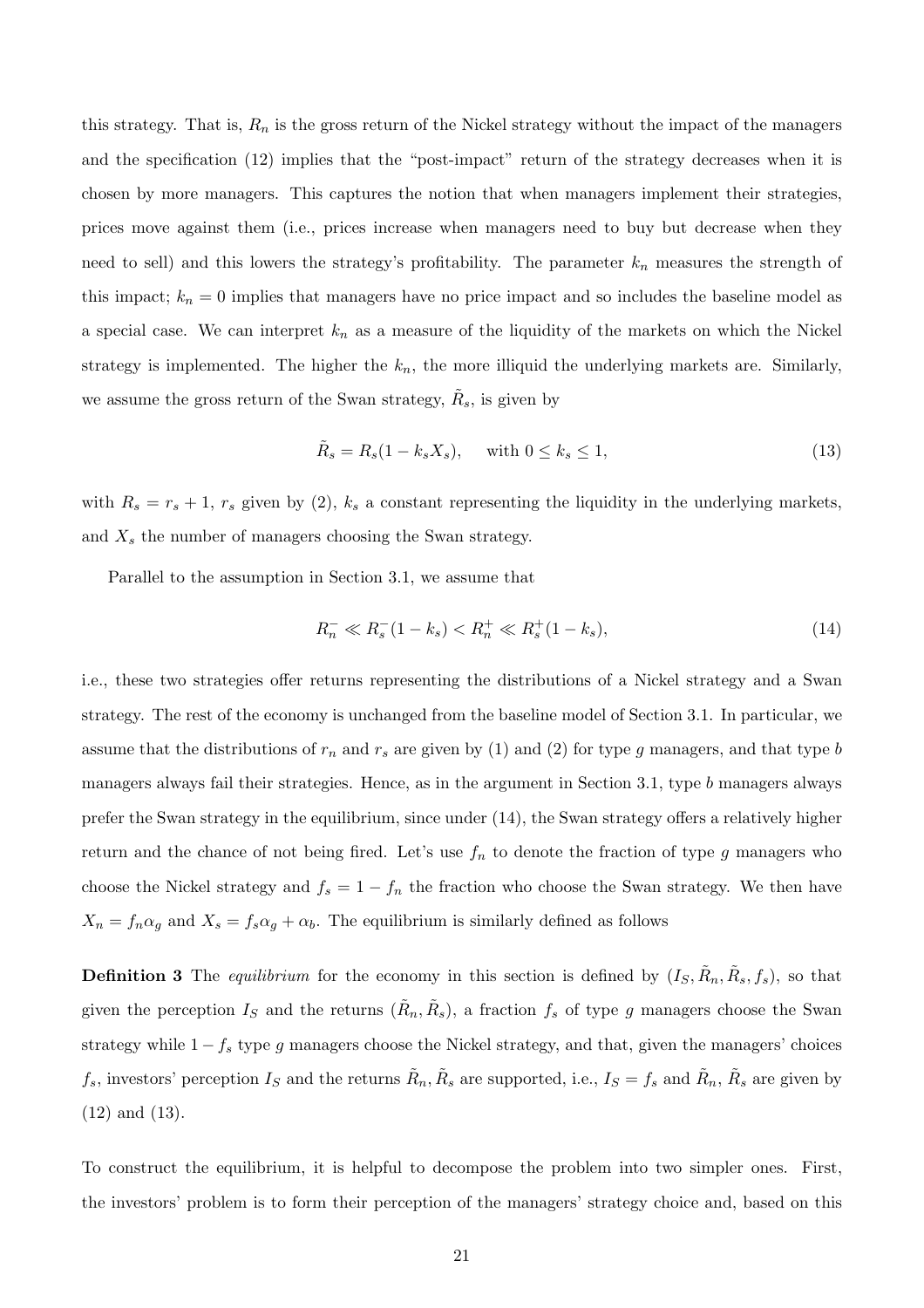this strategy. That is, $R_n$ is the gross return of the Nickel strategy without the impact of the managers and the specification (12) implies that the "post-impact" return of the strategy decreases when it is chosen by more managers. This captures the notion that when managers implement their strategies, prices move against them (i.e., prices increase when managers need to buy but decrease when they need to sell) and this lowers the strategy's profitability. The parameter $k_n$ measures the strength of this impact; $k_n = 0$ implies that managers have no price impact and so includes the baseline model as a special case. We can interpret $k_n$ as a measure of the liquidity of the markets on which the Nickel strategy is implemented. The higher the $k_n$, the more illiquid the underlying markets are. Similarly, we assume the gross return of the Swan strategy, $\tilde{R}_s$, is given by

$$\tilde{R}_s = R_s(1 - k_s X_s), \quad \text{with } 0 \leq k_s \leq 1, \tag{13}$$

with $R_s = r_s + 1$, $r_s$ given by (2), $k_s$ a constant representing the liquidity in the underlying markets, and $X_s$ the number of managers choosing the Swan strategy.

Parallel to the assumption in Section 3.1, we assume that

$$R_n^- \ll R_s^-(1 - k_s) < R_n^+ \ll R_s^+(1 - k_s), \tag{14}$$

i.e., these two strategies offer returns representing the distributions of a Nickel strategy and a Swan strategy. The rest of the economy is unchanged from the baseline model of Section 3.1. In particular, we assume that the distributions of $r_n$ and $r_s$ are given by (1) and (2) for type $g$ managers, and that type $b$ managers always fail their strategies. Hence, as in the argument in Section 3.1, type $b$ managers always prefer the Swan strategy in the equilibrium, since under (14), the Swan strategy offers a relatively higher return and the chance of not being fired. Let's use $f_n$ to denote the fraction of type $g$ managers who choose the Nickel strategy and $f_s = 1 - f_n$ the fraction who choose the Swan strategy. We then have $X_n = f_n \alpha_g$ and $X_s = f_s \alpha_g + \alpha_b$. The equilibrium is similarly defined as follows

**Definition 3** The *equilibrium* for the economy in this section is defined by $(I_S, \tilde{R}_n, \tilde{R}_s, f_s)$, so that given the perception $I_S$ and the returns $(\tilde{R}_n, \tilde{R}_s)$, a fraction $f_s$ of type $g$ managers choose the Swan strategy while $1 - f_s$ type $g$ managers choose the Nickel strategy, and that, given the managers' choices $f_s$, investors' perception $I_S$ and the returns $\tilde{R}_n$, $\tilde{R}_s$ are supported, i.e., $I_S = f_s$ and $\tilde{R}_n$, $\tilde{R}_s$ are given by (12) and (13).

To construct the equilibrium, it is helpful to decompose the problem into two simpler ones. First, the investors' problem is to form their perception of the managers' strategy choice and, based on this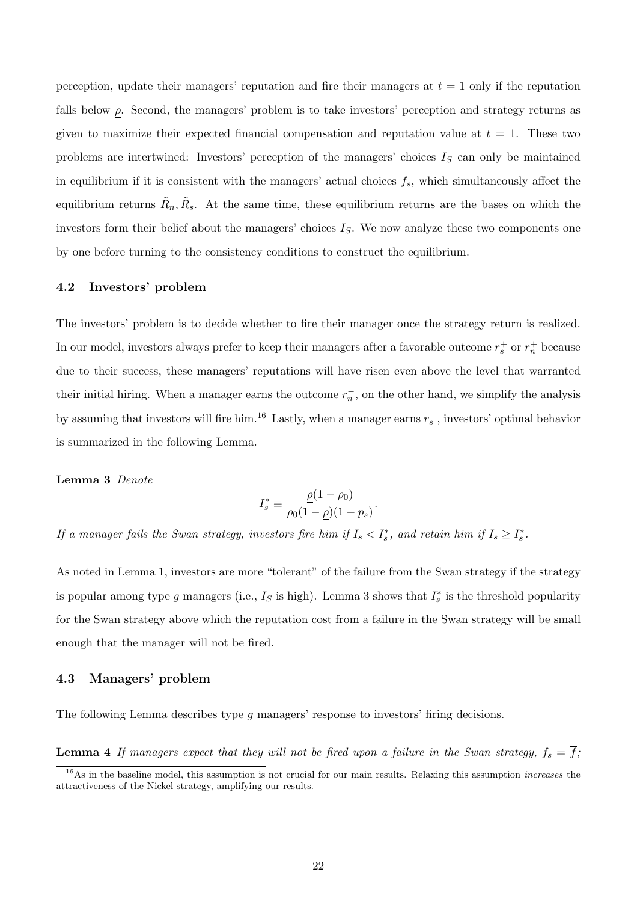perception, update their managers' reputation and fire their managers at $t = 1$ only if the reputation falls below $\underline{\rho}$. Second, the managers' problem is to take investors' perception and strategy returns as given to maximize their expected financial compensation and reputation value at $t = 1$. These two problems are intertwined: Investors' perception of the managers' choices $I_S$ can only be maintained in equilibrium if it is consistent with the managers' actual choices $f_s$, which simultaneously affect the equilibrium returns $\tilde{R}_n, \tilde{R}_s$. At the same time, these equilibrium returns are the bases on which the investors form their belief about the managers' choices $I_S$. We now analyze these two components one by one before turning to the consistency conditions to construct the equilibrium.

### 4.2 Investors' problem

The investors' problem is to decide whether to fire their manager once the strategy return is realized. In our model, investors always prefer to keep their managers after a favorable outcome $r_s^+$ or $r_n^+$ because due to their success, these managers' reputations will have risen even above the level that warranted their initial hiring. When a manager earns the outcome $r_n^-$, on the other hand, we simplify the analysis by assuming that investors will fire him.[16] Lastly, when a manager earns $r_s^-$, investors' optimal behavior is summarized in the following Lemma.

**Lemma 3** *Denote*

$$I_s^* \equiv \frac{\underline{\rho}(1-\rho_0)}{\rho_0(1-\underline{\rho})(1-p_s)}.$$

*If a manager fails the Swan strategy, investors fire him if $I_s < I_s^*$, and retain him if $I_s \geq I_s^*$.*

As noted in Lemma 1, investors are more "tolerant" of the failure from the Swan strategy if the strategy is popular among type $g$ managers (i.e., $I_S$ is high). Lemma 3 shows that $I_s^*$ is the threshold popularity for the Swan strategy above which the reputation cost from a failure in the Swan strategy will be small enough that the manager will not be fired.

### 4.3 Managers' problem

The following Lemma describes type $g$ managers' response to investors' firing decisions.

**Lemma 4** *If managers expect that they will not be fired upon a failure in the Swan strategy, $f_s = \overline{f}$;*

[16] As in the baseline model, this assumption is not crucial for our main results. Relaxing this assumption *increases* the attractiveness of the Nickel strategy, amplifying our results.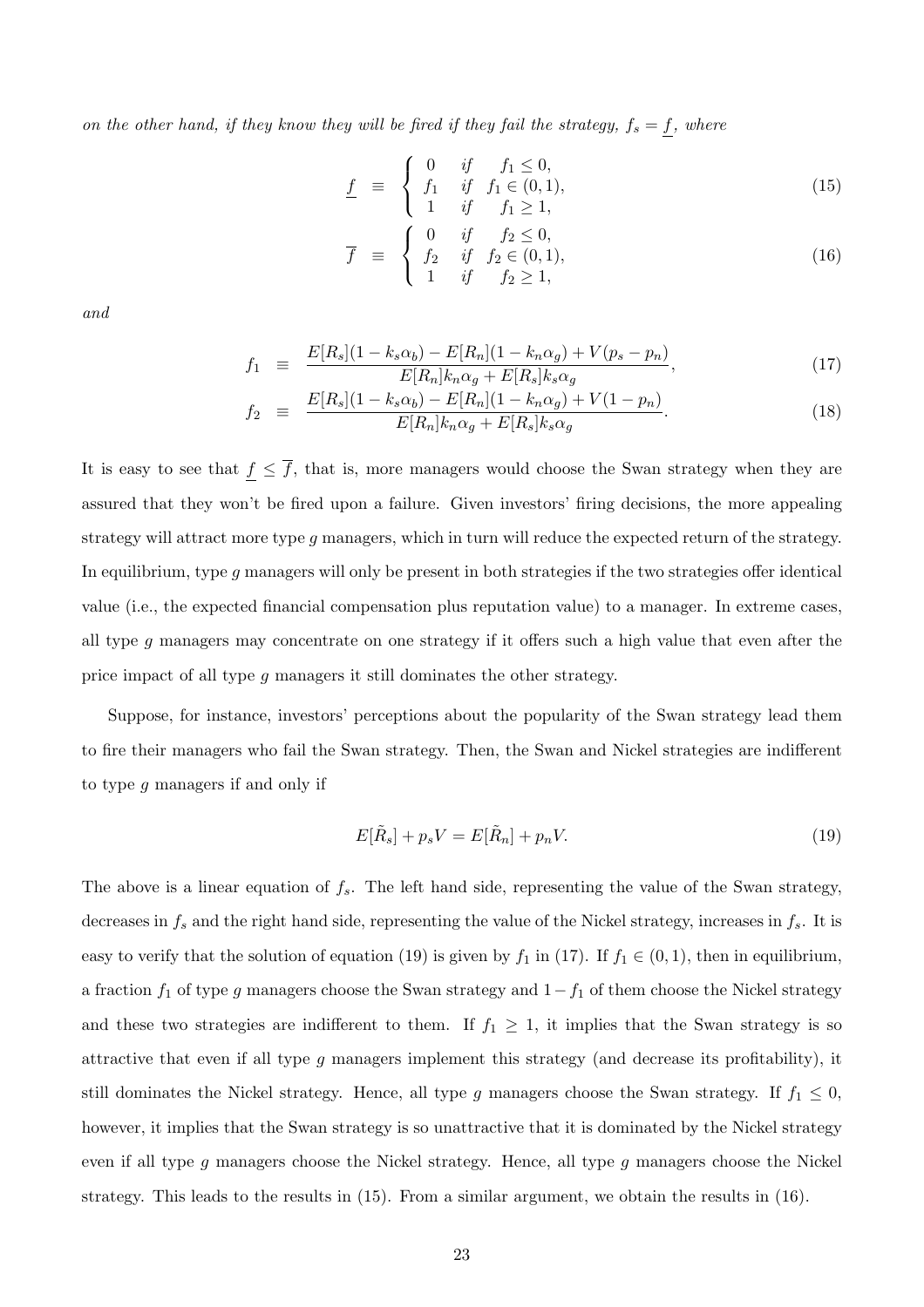*on the other hand, if they know they will be fired if they fail the strategy, $f_s = \underline{f}$, where*

$$\underline{f} \equiv \begin{cases} 0 & \text{if} \quad f_1 \leq 0, \\ f_1 & \text{if} \quad f_1 \in (0,1), \\ 1 & \text{if} \quad f_1 \geq 1, \end{cases} \tag{15}$$

$$\overline{f} \equiv \begin{cases} 0 & \text{if} \quad f_2 \leq 0, \\ f_2 & \text{if} \quad f_2 \in (0,1), \\ 1 & \text{if} \quad f_2 \geq 1, \end{cases} \tag{16}$$

*and*

$$f_1 \equiv \frac{E[R_s](1-k_s\alpha_b) - E[R_n](1-k_n\alpha_g) + V(p_s - p_n)}{E[R_n]k_n\alpha_g + E[R_s]k_s\alpha_g}, \tag{17}$$

$$f_2 \equiv \frac{E[R_s](1-k_s\alpha_b) - E[R_n](1-k_n\alpha_g) + V(1 - p_n)}{E[R_n]k_n\alpha_g + E[R_s]k_s\alpha_g}. \tag{18}$$

It is easy to see that $\underline{f} \leq \overline{f}$, that is, more managers would choose the Swan strategy when they are assured that they won't be fired upon a failure. Given investors' firing decisions, the more appealing strategy will attract more type $g$ managers, which in turn will reduce the expected return of the strategy. In equilibrium, type $g$ managers will only be present in both strategies if the two strategies offer identical value (i.e., the expected financial compensation plus reputation value) to a manager. In extreme cases, all type $g$ managers may concentrate on one strategy if it offers such a high value that even after the price impact of all type $g$ managers it still dominates the other strategy.

Suppose, for instance, investors' perceptions about the popularity of the Swan strategy lead them to fire their managers who fail the Swan strategy. Then, the Swan and Nickel strategies are indifferent to type $g$ managers if and only if

$$E[\tilde{R}_s] + p_s V = E[\tilde{R}_n] + p_n V. \tag{19}$$

The above is a linear equation of $f_s$. The left hand side, representing the value of the Swan strategy, decreases in $f_s$ and the right hand side, representing the value of the Nickel strategy, increases in $f_s$. It is easy to verify that the solution of equation (19) is given by $f_1$ in (17). If $f_1 \in (0,1)$, then in equilibrium, a fraction $f_1$ of type $g$ managers choose the Swan strategy and $1 - f_1$ of them choose the Nickel strategy and these two strategies are indifferent to them. If $f_1 \geq 1$, it implies that the Swan strategy is so attractive that even if all type $g$ managers implement this strategy (and decrease its profitability), it still dominates the Nickel strategy. Hence, all type $g$ managers choose the Swan strategy. If $f_1 \leq 0$, however, it implies that the Swan strategy is so unattractive that it is dominated by the Nickel strategy even if all type $g$ managers choose the Nickel strategy. Hence, all type $g$ managers choose the Nickel strategy. This leads to the results in (15). From a similar argument, we obtain the results in (16).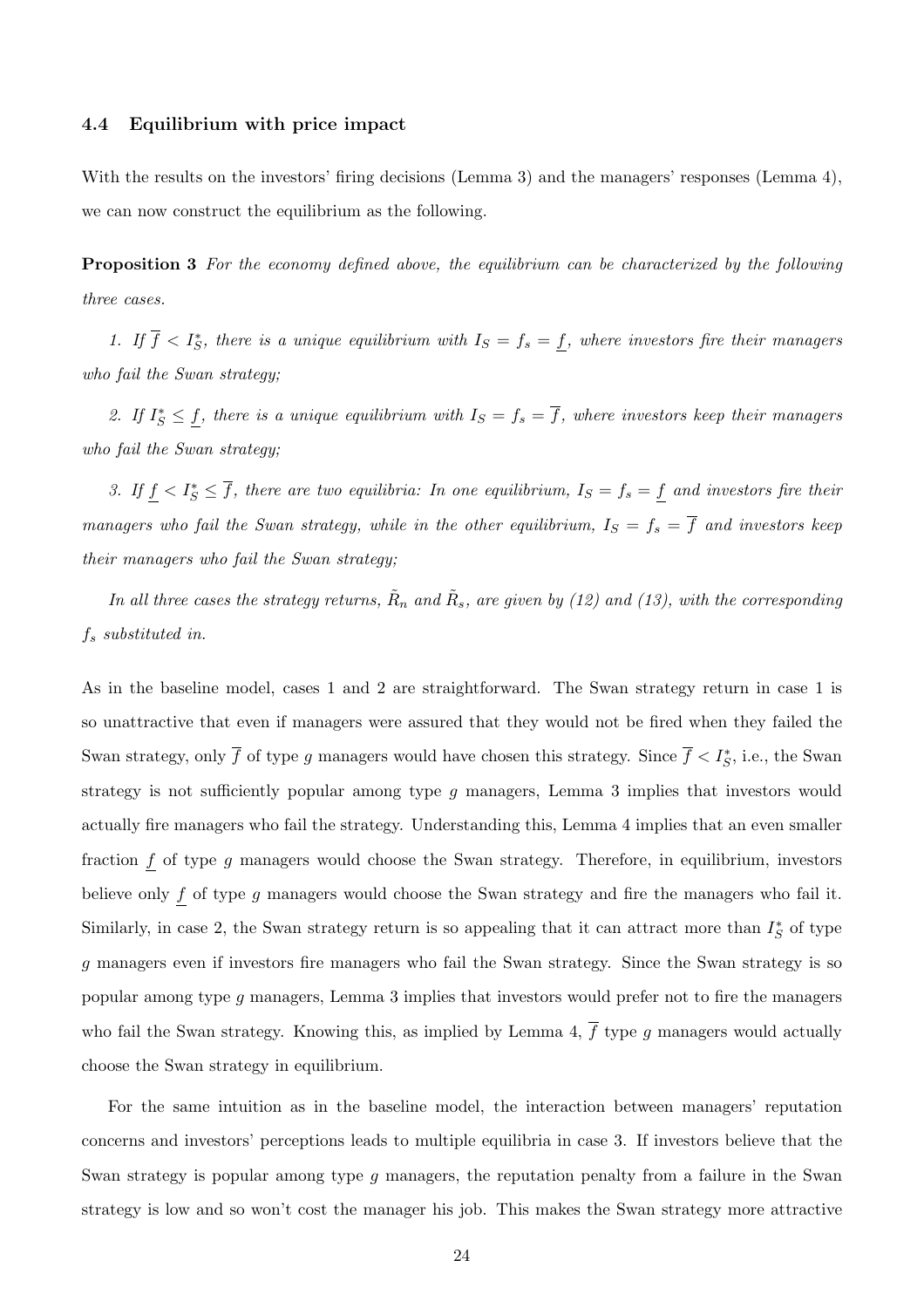### 4.4 Equilibrium with price impact

With the results on the investors' firing decisions (Lemma 3) and the managers' responses (Lemma 4), we can now construct the equilibrium as the following.

**Proposition 3** *For the economy defined above, the equilibrium can be characterized by the following three cases.*

*1. If $\overline{f} < I_S^*$, there is a unique equilibrium with $I_S = f_s = \underline{f}$, where investors fire their managers who fail the Swan strategy;*

*2. If $I_S^* \leq \underline{f}$, there is a unique equilibrium with $I_S = f_s = \overline{f}$, where investors keep their managers who fail the Swan strategy;*

*3. If $\underline{f} < I_S^* \leq \overline{f}$, there are two equilibria: In one equilibrium, $I_S = f_s = \underline{f}$ and investors fire their managers who fail the Swan strategy, while in the other equilibrium, $I_S = f_s = \overline{f}$ and investors keep their managers who fail the Swan strategy;*

*In all three cases the strategy returns, $\tilde{R}_n$ and $\tilde{R}_s$, are given by (12) and (13), with the corresponding $f_s$ substituted in.*

As in the baseline model, cases 1 and 2 are straightforward. The Swan strategy return in case 1 is so unattractive that even if managers were assured that they would not be fired when they failed the Swan strategy, only $\overline{f}$ of type $g$ managers would have chosen this strategy. Since $\overline{f} < I_S^*$, i.e., the Swan strategy is not sufficiently popular among type $g$ managers, Lemma 3 implies that investors would actually fire managers who fail the strategy. Understanding this, Lemma 4 implies that an even smaller fraction $\underline{f}$ of type $g$ managers would choose the Swan strategy. Therefore, in equilibrium, investors believe only $\underline{f}$ of type $g$ managers would choose the Swan strategy and fire the managers who fail it. Similarly, in case 2, the Swan strategy return is so appealing that it can attract more than $I_S^*$ of type $g$ managers even if investors fire managers who fail the Swan strategy. Since the Swan strategy is so popular among type $g$ managers, Lemma 3 implies that investors would prefer not to fire the managers who fail the Swan strategy. Knowing this, as implied by Lemma 4, $\overline{f}$ type $g$ managers would actually choose the Swan strategy in equilibrium.

For the same intuition as in the baseline model, the interaction between managers' reputation concerns and investors' perceptions leads to multiple equilibria in case 3. If investors believe that the Swan strategy is popular among type $g$ managers, the reputation penalty from a failure in the Swan strategy is low and so won't cost the manager his job. This makes the Swan strategy more attractive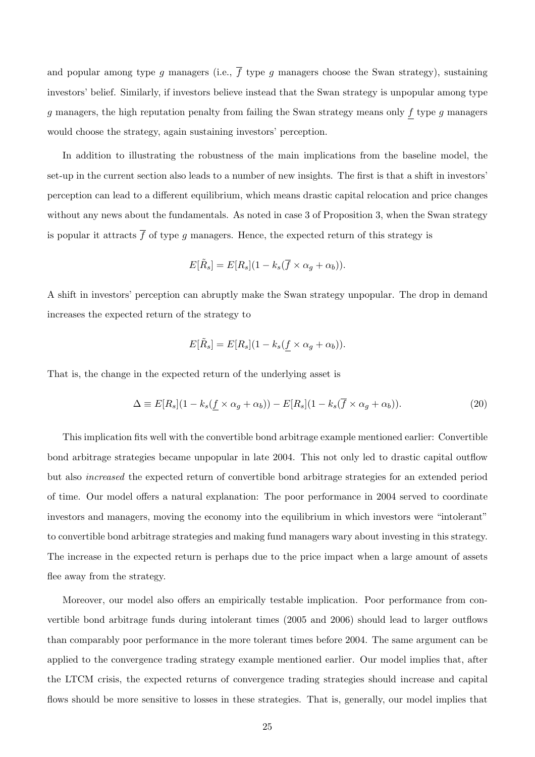and popular among type $g$ managers (i.e., $\overline{f}$ type $g$ managers choose the Swan strategy), sustaining investors' belief. Similarly, if investors believe instead that the Swan strategy is unpopular among type $g$ managers, the high reputation penalty from failing the Swan strategy means only $\underline{f}$ type $g$ managers would choose the strategy, again sustaining investors' perception.

In addition to illustrating the robustness of the main implications from the baseline model, the set-up in the current section also leads to a number of new insights. The first is that a shift in investors' perception can lead to a different equilibrium, which means drastic capital relocation and price changes without any news about the fundamentals. As noted in case 3 of Proposition 3, when the Swan strategy is popular it attracts $\overline{f}$ of type $g$ managers. Hence, the expected return of this strategy is

$$E[\tilde{R}_s] = E[R_s](1 - k_s(\overline{f} \times \alpha_g + \alpha_b)).$$

A shift in investors' perception can abruptly make the Swan strategy unpopular. The drop in demand increases the expected return of the strategy to

$$E[\tilde{R}_s] = E[R_s](1 - k_s(\underline{f} \times \alpha_g + \alpha_b)).$$

That is, the change in the expected return of the underlying asset is

$$\Delta \equiv E[R_s](1 - k_s(\underline{f} \times \alpha_g + \alpha_b)) - E[R_s](1 - k_s(\overline{f} \times \alpha_g + \alpha_b)). \tag{20}$$

This implication fits well with the convertible bond arbitrage example mentioned earlier: Convertible bond arbitrage strategies became unpopular in late 2004. This not only led to drastic capital outflow but also *increased* the expected return of convertible bond arbitrage strategies for an extended period of time. Our model offers a natural explanation: The poor performance in 2004 served to coordinate investors and managers, moving the economy into the equilibrium in which investors were "intolerant" to convertible bond arbitrage strategies and making fund managers wary about investing in this strategy. The increase in the expected return is perhaps due to the price impact when a large amount of assets flee away from the strategy.

Moreover, our model also offers an empirically testable implication. Poor performance from convertible bond arbitrage funds during intolerant times (2005 and 2006) should lead to larger outflows than comparably poor performance in the more tolerant times before 2004. The same argument can be applied to the convergence trading strategy example mentioned earlier. Our model implies that, after the LTCM crisis, the expected returns of convergence trading strategies should increase and capital flows should be more sensitive to losses in these strategies. That is, generally, our model implies that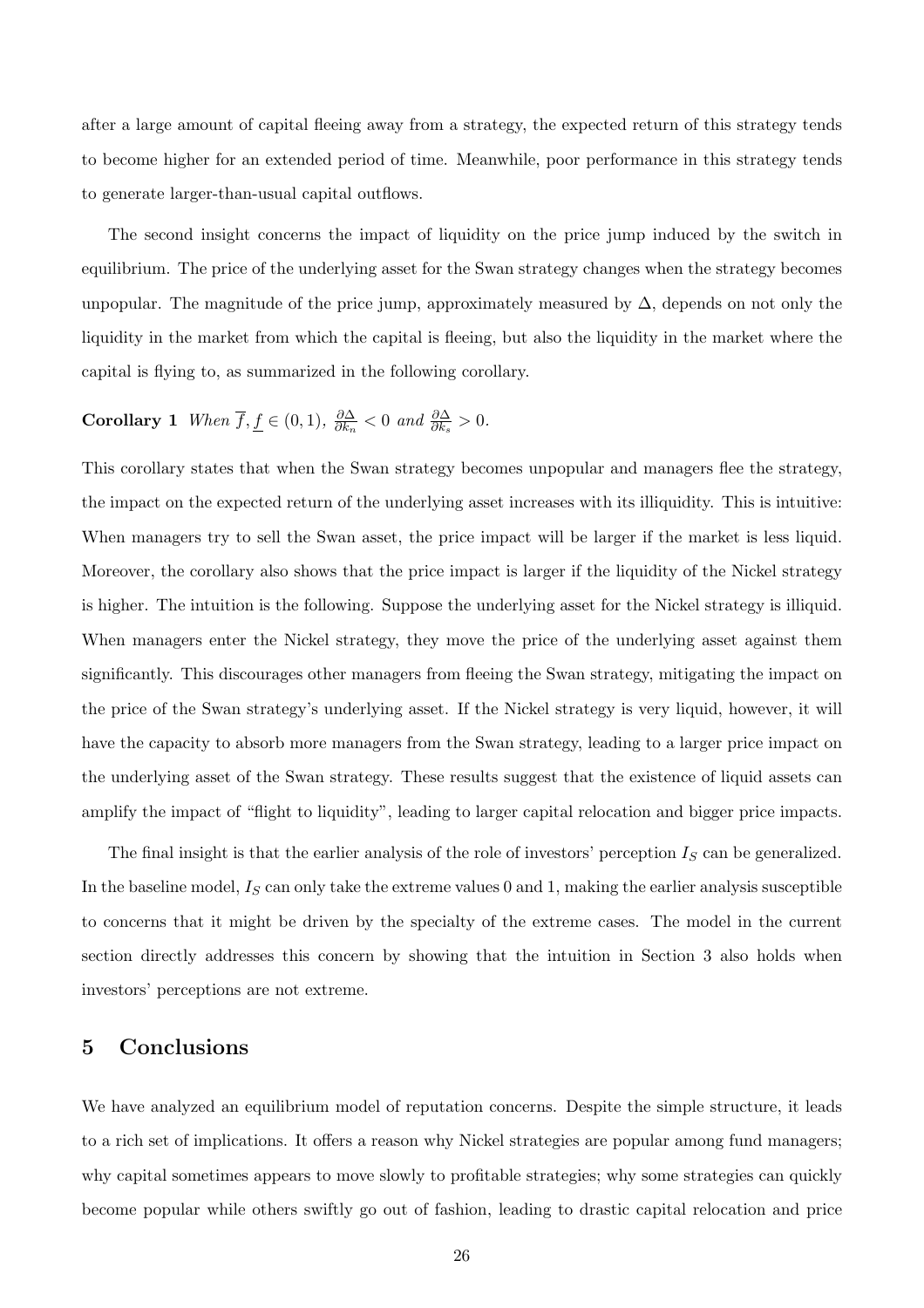after a large amount of capital fleeing away from a strategy, the expected return of this strategy tends to become higher for an extended period of time. Meanwhile, poor performance in this strategy tends to generate larger-than-usual capital outflows.

The second insight concerns the impact of liquidity on the price jump induced by the switch in equilibrium. The price of the underlying asset for the Swan strategy changes when the strategy becomes unpopular. The magnitude of the price jump, approximately measured by $\Delta$, depends on not only the liquidity in the market from which the capital is fleeing, but also the liquidity in the market where the capital is flying to, as summarized in the following corollary.

**Corollary 1** *When* $\overline{f}, \underline{f} \in (0, 1)$, $\frac{\partial \Delta}{\partial k_n} < 0$ *and* $\frac{\partial \Delta}{\partial k_s} > 0$.

This corollary states that when the Swan strategy becomes unpopular and managers flee the strategy, the impact on the expected return of the underlying asset increases with its illiquidity. This is intuitive: When managers try to sell the Swan asset, the price impact will be larger if the market is less liquid. Moreover, the corollary also shows that the price impact is larger if the liquidity of the Nickel strategy is higher. The intuition is the following. Suppose the underlying asset for the Nickel strategy is illiquid. When managers enter the Nickel strategy, they move the price of the underlying asset against them significantly. This discourages other managers from fleeing the Swan strategy, mitigating the impact on the price of the Swan strategy's underlying asset. If the Nickel strategy is very liquid, however, it will have the capacity to absorb more managers from the Swan strategy, leading to a larger price impact on the underlying asset of the Swan strategy. These results suggest that the existence of liquid assets can amplify the impact of "flight to liquidity", leading to larger capital relocation and bigger price impacts.

The final insight is that the earlier analysis of the role of investors' perception $I_S$ can be generalized. In the baseline model, $I_S$ can only take the extreme values 0 and 1, making the earlier analysis susceptible to concerns that it might be driven by the specialty of the extreme cases. The model in the current section directly addresses this concern by showing that the intuition in Section 3 also holds when investors' perceptions are not extreme.

## 5 Conclusions

We have analyzed an equilibrium model of reputation concerns. Despite the simple structure, it leads to a rich set of implications. It offers a reason why Nickel strategies are popular among fund managers; why capital sometimes appears to move slowly to profitable strategies; why some strategies can quickly become popular while others swiftly go out of fashion, leading to drastic capital relocation and price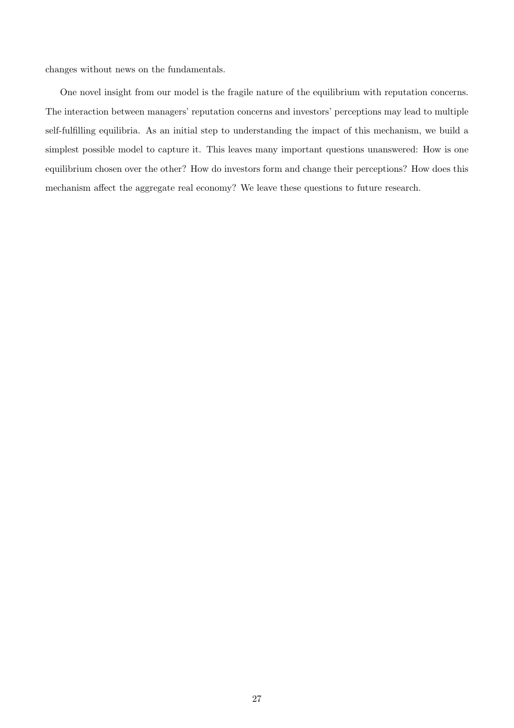changes without news on the fundamentals.

One novel insight from our model is the fragile nature of the equilibrium with reputation concerns. The interaction between managers' reputation concerns and investors' perceptions may lead to multiple self-fulfilling equilibria. As an initial step to understanding the impact of this mechanism, we build a simplest possible model to capture it. This leaves many important questions unanswered: How is one equilibrium chosen over the other? How do investors form and change their perceptions? How does this mechanism affect the aggregate real economy? We leave these questions to future research.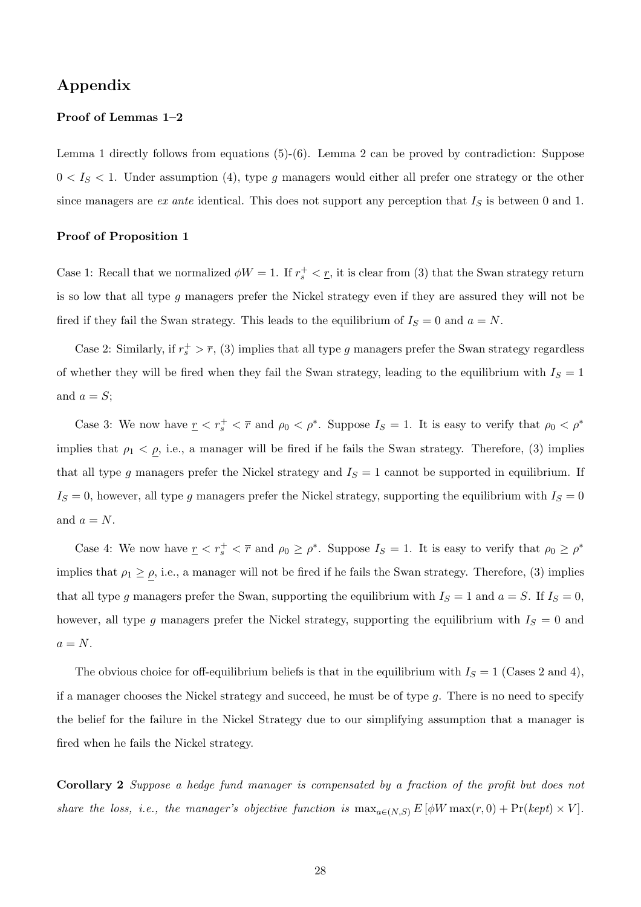## Appendix

**Proof of Lemmas 1–2**

Lemma 1 directly follows from equations (5)-(6). Lemma 2 can be proved by contradiction: Suppose $0 < I_S < 1$. Under assumption (4), type $g$ managers would either all prefer one strategy or the other since managers are *ex ante* identical. This does not support any perception that $I_S$ is between 0 and 1.

**Proof of Proposition 1**

Case 1: Recall that we normalized $\phi W = 1$. If $r_s^+ < \underline{r}$, it is clear from (3) that the Swan strategy return is so low that all type $g$ managers prefer the Nickel strategy even if they are assured they will not be fired if they fail the Swan strategy. This leads to the equilibrium of $I_S = 0$ and $a = N$.

Case 2: Similarly, if $r_s^+ > \overline{r}$, (3) implies that all type $g$ managers prefer the Swan strategy regardless of whether they will be fired when they fail the Swan strategy, leading to the equilibrium with $I_S = 1$ and $a = S$;

Case 3: We now have $\underline{r} < r_s^+ < \overline{r}$ and $\rho_0 < \rho^*$. Suppose $I_S = 1$. It is easy to verify that $\rho_0 < \rho^*$ implies that $\rho_1 < \underline{\rho}$, i.e., a manager will be fired if he fails the Swan strategy. Therefore, (3) implies that all type $g$ managers prefer the Nickel strategy and $I_S = 1$ cannot be supported in equilibrium. If $I_S = 0$, however, all type $g$ managers prefer the Nickel strategy, supporting the equilibrium with $I_S = 0$ and $a = N$.

Case 4: We now have $\underline{r} < r_s^+ < \overline{r}$ and $\rho_0 \geq \rho^*$. Suppose $I_S = 1$. It is easy to verify that $\rho_0 \geq \rho^*$ implies that $\rho_1 \geq \underline{\rho}$, i.e., a manager will not be fired if he fails the Swan strategy. Therefore, (3) implies that all type $g$ managers prefer the Swan, supporting the equilibrium with $I_S = 1$ and $a = S$. If $I_S = 0$, however, all type $g$ managers prefer the Nickel strategy, supporting the equilibrium with $I_S = 0$ and $a = N$.

The obvious choice for off-equilibrium beliefs is that in the equilibrium with $I_S = 1$ (Cases 2 and 4), if a manager chooses the Nickel strategy and succeed, he must be of type $g$. There is no need to specify the belief for the failure in the Nickel Strategy due to our simplifying assumption that a manager is fired when he fails the Nickel strategy.

**Corollary 2** *Suppose a hedge fund manager is compensated by a fraction of the profit but does not share the loss, i.e., the manager's objective function is* $\max_{a \in (N,S)} E\left[\phi W \max(r, 0) + \Pr(kept) \times V\right]$.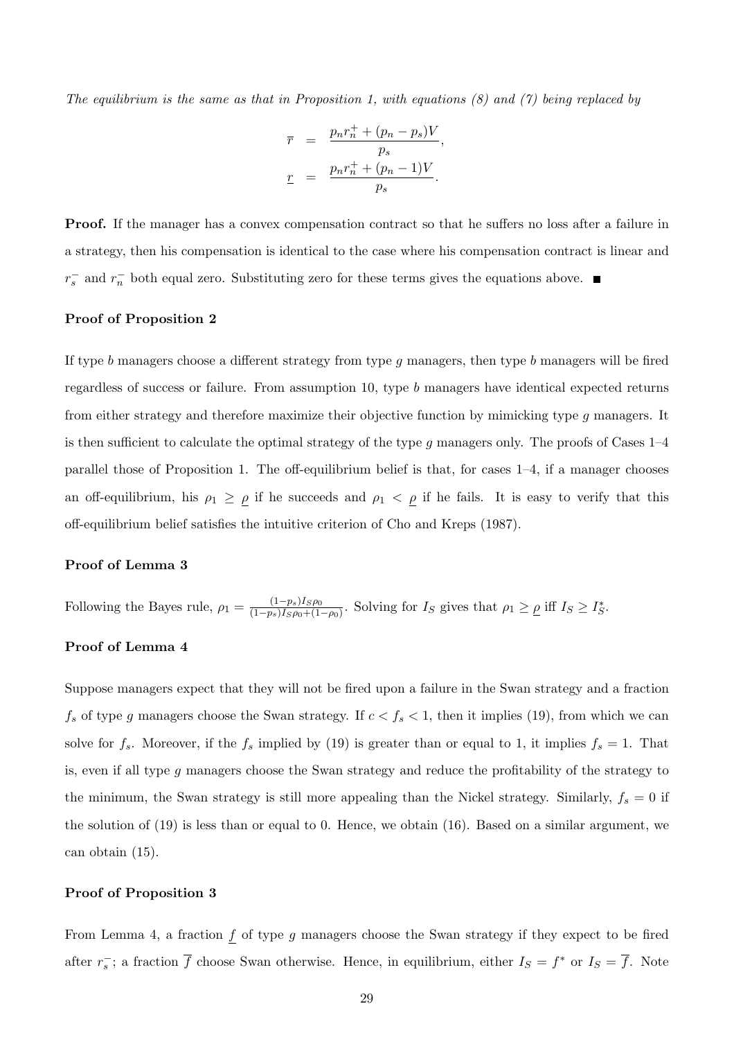*The equilibrium is the same as that in Proposition 1, with equations (8) and (7) being replaced by*

$$
\begin{aligned}
\overline{r} &= \frac{p_n r_n^+ + (p_n - p_s)V}{p_s}, \\
\underline{r} &= \frac{p_n r_n^+ + (p_n - 1)V}{p_s}.
\end{aligned}
$$

**Proof.** If the manager has a convex compensation contract so that he suffers no loss after a failure in a strategy, then his compensation is identical to the case where his compensation contract is linear and $r_s^-$ and $r_n^-$ both equal zero. Substituting zero for these terms gives the equations above. ■

### Proof of Proposition 2

If type $b$ managers choose a different strategy from type $g$ managers, then type $b$ managers will be fired regardless of success or failure. From assumption 10, type $b$ managers have identical expected returns from either strategy and therefore maximize their objective function by mimicking type $g$ managers. It is then sufficient to calculate the optimal strategy of the type $g$ managers only. The proofs of Cases 1–4 parallel those of Proposition 1. The off-equilibrium belief is that, for cases 1–4, if a manager chooses an off-equilibrium, his $\rho_1 \geq \underline{\rho}$ if he succeeds and $\rho_1 < \underline{\rho}$ if he fails. It is easy to verify that this off-equilibrium belief satisfies the intuitive criterion of Cho and Kreps (1987).

### Proof of Lemma 3

Following the Bayes rule, $\rho_1 = \frac{(1-p_s)I_S\rho_0}{(1-p_s)I_S\rho_0+(1-\rho_0)}$. Solving for $I_S$ gives that $\rho_1 \geq \underline{\rho}$ iff $I_S \geq I_S^*$.

### Proof of Lemma 4

Suppose managers expect that they will not be fired upon a failure in the Swan strategy and a fraction $f_s$ of type $g$ managers choose the Swan strategy. If $c < f_s < 1$, then it implies (19), from which we can solve for $f_s$. Moreover, if the $f_s$ implied by (19) is greater than or equal to 1, it implies $f_s = 1$. That is, even if all type $g$ managers choose the Swan strategy and reduce the profitability of the strategy to the minimum, the Swan strategy is still more appealing than the Nickel strategy. Similarly, $f_s = 0$ if the solution of (19) is less than or equal to 0. Hence, we obtain (16). Based on a similar argument, we can obtain (15).

### Proof of Proposition 3

From Lemma 4, a fraction $\underline{f}$ of type $g$ managers choose the Swan strategy if they expect to be fired after $r_s^-$; a fraction $\overline{f}$ choose Swan otherwise. Hence, in equilibrium, either $I_S = f^*$ or $I_S = \overline{f}$. Note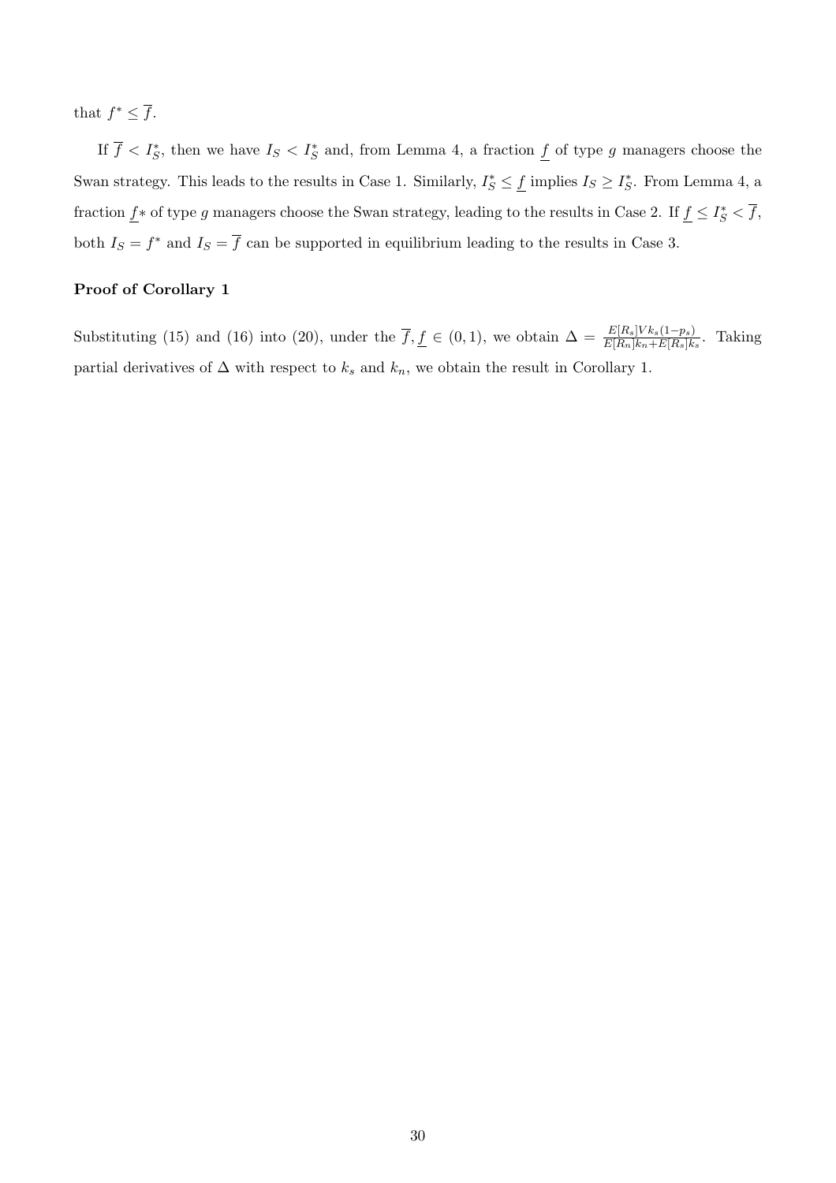that $f^* \leq \overline{f}$.

If $\overline{f} < I_S^*$, then we have $I_S < I_S^*$ and, from Lemma 4, a fraction $\underline{f}$ of type $g$ managers choose the Swan strategy. This leads to the results in Case 1. Similarly, $I_S^* \leq \underline{f}$ implies $I_S \geq I_S^*$. From Lemma 4, a fraction $\underline{f}*$ of type $g$ managers choose the Swan strategy, leading to the results in Case 2. If $\underline{f} \leq I_S^* < \overline{f}$, both $I_S = f^*$ and $I_S = \overline{f}$ can be supported in equilibrium leading to the results in Case 3.

**Proof of Corollary 1**

Substituting (15) and (16) into (20), under the $\overline{f}, \underline{f} \in (0, 1)$, we obtain $\Delta = \frac{E[R_s]Vk_s(1-p_s)}{E[R_n]k_n+E[R_s]k_s}$. Taking partial derivatives of $\Delta$ with respect to $k_s$ and $k_n$, we obtain the result in Corollary 1.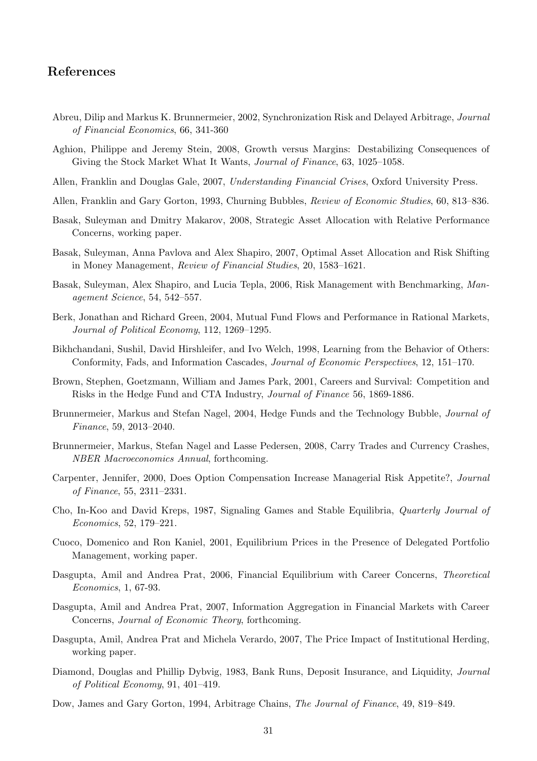## References

Abreu, Dilip and Markus K. Brunnermeier, 2002, Synchronization Risk and Delayed Arbitrage, *Journal of Financial Economics*, 66, 341-360

Aghion, Philippe and Jeremy Stein, 2008, Growth versus Margins: Destabilizing Consequences of Giving the Stock Market What It Wants, *Journal of Finance*, 63, 1025–1058.

Allen, Franklin and Douglas Gale, 2007, *Understanding Financial Crises*, Oxford University Press.

Allen, Franklin and Gary Gorton, 1993, Churning Bubbles, *Review of Economic Studies*, 60, 813–836.

Basak, Suleyman and Dmitry Makarov, 2008, Strategic Asset Allocation with Relative Performance Concerns, working paper.

Basak, Suleyman, Anna Pavlova and Alex Shapiro, 2007, Optimal Asset Allocation and Risk Shifting in Money Management, *Review of Financial Studies*, 20, 1583–1621.

Basak, Suleyman, Alex Shapiro, and Lucia Tepla, 2006, Risk Management with Benchmarking, *Management Science*, 54, 542–557.

Berk, Jonathan and Richard Green, 2004, Mutual Fund Flows and Performance in Rational Markets, *Journal of Political Economy*, 112, 1269–1295.

Bikhchandani, Sushil, David Hirshleifer, and Ivo Welch, 1998, Learning from the Behavior of Others: Conformity, Fads, and Information Cascades, *Journal of Economic Perspectives*, 12, 151–170.

Brown, Stephen, Goetzmann, William and James Park, 2001, Careers and Survival: Competition and Risks in the Hedge Fund and CTA Industry, *Journal of Finance* 56, 1869-1886.

Brunnermeier, Markus and Stefan Nagel, 2004, Hedge Funds and the Technology Bubble, *Journal of Finance*, 59, 2013–2040.

Brunnermeier, Markus, Stefan Nagel and Lasse Pedersen, 2008, Carry Trades and Currency Crashes, *NBER Macroeconomics Annual*, forthcoming.

Carpenter, Jennifer, 2000, Does Option Compensation Increase Managerial Risk Appetite?, *Journal of Finance*, 55, 2311–2331.

Cho, In-Koo and David Kreps, 1987, Signaling Games and Stable Equilibria, *Quarterly Journal of Economics*, 52, 179–221.

Cuoco, Domenico and Ron Kaniel, 2001, Equilibrium Prices in the Presence of Delegated Portfolio Management, working paper.

Dasgupta, Amil and Andrea Prat, 2006, Financial Equilibrium with Career Concerns, *Theoretical Economics*, 1, 67-93.

Dasgupta, Amil and Andrea Prat, 2007, Information Aggregation in Financial Markets with Career Concerns, *Journal of Economic Theory*, forthcoming.

Dasgupta, Amil, Andrea Prat and Michela Verardo, 2007, The Price Impact of Institutional Herding, working paper.

Diamond, Douglas and Phillip Dybvig, 1983, Bank Runs, Deposit Insurance, and Liquidity, *Journal of Political Economy*, 91, 401–419.

Dow, James and Gary Gorton, 1994, Arbitrage Chains, *The Journal of Finance*, 49, 819–849.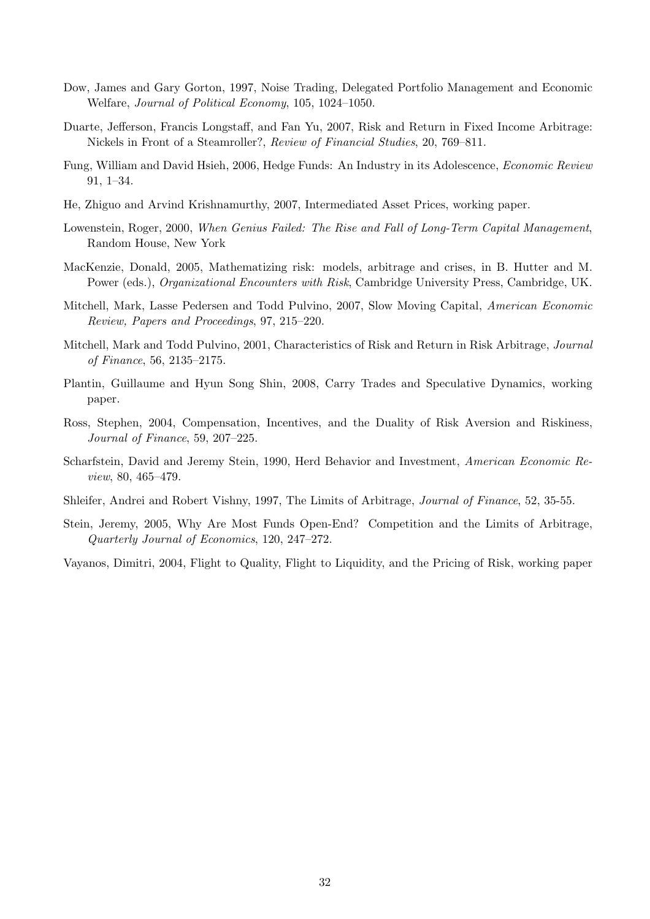Dow, James and Gary Gorton, 1997, Noise Trading, Delegated Portfolio Management and Economic Welfare, *Journal of Political Economy*, 105, 1024–1050.

Duarte, Jefferson, Francis Longstaff, and Fan Yu, 2007, Risk and Return in Fixed Income Arbitrage: Nickels in Front of a Steamroller?, *Review of Financial Studies*, 20, 769–811.

Fung, William and David Hsieh, 2006, Hedge Funds: An Industry in its Adolescence, *Economic Review* 91, 1–34.

He, Zhiguo and Arvind Krishnamurthy, 2007, Intermediated Asset Prices, working paper.

Lowenstein, Roger, 2000, *When Genius Failed: The Rise and Fall of Long-Term Capital Management*, Random House, New York

MacKenzie, Donald, 2005, Mathematizing risk: models, arbitrage and crises, in B. Hutter and M. Power (eds.), *Organizational Encounters with Risk*, Cambridge University Press, Cambridge, UK.

Mitchell, Mark, Lasse Pedersen and Todd Pulvino, 2007, Slow Moving Capital, *American Economic Review, Papers and Proceedings*, 97, 215–220.

Mitchell, Mark and Todd Pulvino, 2001, Characteristics of Risk and Return in Risk Arbitrage, *Journal of Finance*, 56, 2135–2175.

Plantin, Guillaume and Hyun Song Shin, 2008, Carry Trades and Speculative Dynamics, working paper.

Ross, Stephen, 2004, Compensation, Incentives, and the Duality of Risk Aversion and Riskiness, *Journal of Finance*, 59, 207–225.

Scharfstein, David and Jeremy Stein, 1990, Herd Behavior and Investment, *American Economic Review*, 80, 465–479.

Shleifer, Andrei and Robert Vishny, 1997, The Limits of Arbitrage, *Journal of Finance*, 52, 35-55.

Stein, Jeremy, 2005, Why Are Most Funds Open-End? Competition and the Limits of Arbitrage, *Quarterly Journal of Economics*, 120, 247–272.

Vayanos, Dimitri, 2004, Flight to Quality, Flight to Liquidity, and the Pricing of Risk, working paper